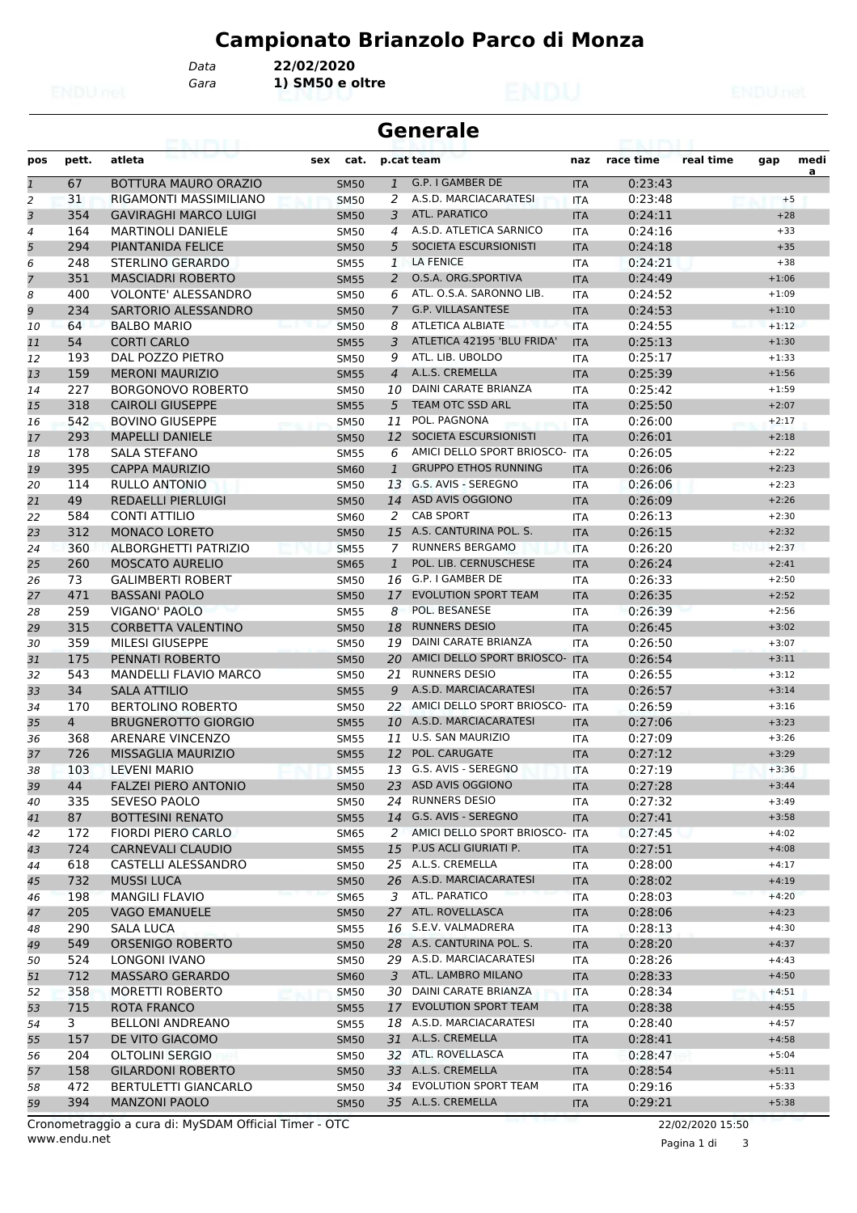# Campionato Brianzolo Parco di Monza

Data **22/02/2020**
Gara **1) SM50 e oltre**

## Generale

| pos | pett. | atleta | sex | cat. | p.cat | team | naz | race time | real time | gap | medi a |
|---|---|---|---|---|---|---|---|---|---|---|---|
| 1 | 67 | BOTTURA MAURO ORAZIO | | SM50 | 1 | G.P. I GAMBER DE | ITA | 0:23:43 | | | |
| 2 | 31 | RIGAMONTI MASSIMILIANO | | SM50 | 2 | A.S.D. MARCIACARATESI | ITA | 0:23:48 | | +5 | |
| 3 | 354 | GAVIRAGHI MARCO LUIGI | | SM50 | 3 | ATL. PARATICO | ITA | 0:24:11 | | +28 | |
| 4 | 164 | MARTINOLI DANIELE | | SM50 | 4 | A.S.D. ATLETICA SARNICO | ITA | 0:24:16 | | +33 | |
| 5 | 294 | PIANTANIDA FELICE | | SM50 | 5 | SOCIETA ESCURSIONISTI | ITA | 0:24:18 | | +35 | |
| 6 | 248 | STERLINO GERARDO | | SM55 | 1 | LA FENICE | ITA | 0:24:21 | | +38 | |
| 7 | 351 | MASCIADRI ROBERTO | | SM55 | 2 | O.S.A. ORG.SPORTIVA | ITA | 0:24:49 | | +1:06 | |
| 8 | 400 | VOLONTE' ALESSANDRO | | SM50 | 6 | ATL. O.S.A. SARONNO LIB. | ITA | 0:24:52 | | +1:09 | |
| 9 | 234 | SARTORIO ALESSANDRO | | SM50 | 7 | G.P. VILLASANTESE | ITA | 0:24:53 | | +1:10 | |
| 10 | 64 | BALBO MARIO | | SM50 | 8 | ATLETICA ALBIATE | ITA | 0:24:55 | | +1:12 | |
| 11 | 54 | CORTI CARLO | | SM55 | 3 | ATLETICA 42195 'BLU FRIDA' | ITA | 0:25:13 | | +1:30 | |
| 12 | 193 | DAL POZZO PIETRO | | SM50 | 9 | ATL. LIB. UBOLDO | ITA | 0:25:17 | | +1:33 | |
| 13 | 159 | MERONI MAURIZIO | | SM55 | 4 | A.L.S. CREMELLA | ITA | 0:25:39 | | +1:56 | |
| 14 | 227 | BORGONOVO ROBERTO | | SM50 | 10 | DAINI CARATE BRIANZA | ITA | 0:25:42 | | +1:59 | |
| 15 | 318 | CAIROLI GIUSEPPE | | SM55 | 5 | TEAM OTC SSD ARL | ITA | 0:25:50 | | +2:07 | |
| 16 | 542 | BOVINO GIUSEPPE | | SM50 | 11 | POL. PAGNONA | ITA | 0:26:00 | | +2:17 | |
| 17 | 293 | MAPELLI DANIELE | | SM50 | 12 | SOCIETA ESCURSIONISTI | ITA | 0:26:01 | | +2:18 | |
| 18 | 178 | SALA STEFANO | | SM55 | 6 | AMICI DELLO SPORT BRIOSCO- | ITA | 0:26:05 | | +2:22 | |
| 19 | 395 | CAPPA MAURIZIO | | SM60 | 1 | GRUPPO ETHOS RUNNING | ITA | 0:26:06 | | +2:23 | |
| 20 | 114 | RULLO ANTONIO | | SM50 | 13 | G.S. AVIS - SEREGNO | ITA | 0:26:06 | | +2:23 | |
| 21 | 49 | REDAELLI PIERLUIGI | | SM50 | 14 | ASD AVIS OGGIONO | ITA | 0:26:09 | | +2:26 | |
| 22 | 584 | CONTI ATTILIO | | SM60 | 2 | CAB SPORT | ITA | 0:26:13 | | +2:30 | |
| 23 | 312 | MONACO LORETO | | SM50 | 15 | A.S. CANTURINA POL. S. | ITA | 0:26:15 | | +2:32 | |
| 24 | 360 | ALBORGHETTI PATRIZIO | | SM55 | 7 | RUNNERS BERGAMO | ITA | 0:26:20 | | +2:37 | |
| 25 | 260 | MOSCATO AURELIO | | SM65 | 1 | POL. LIB. CERNUSCHESE | ITA | 0:26:24 | | +2:41 | |
| 26 | 73 | GALIMBERTI ROBERT | | SM50 | 16 | G.P. I GAMBER DE | ITA | 0:26:33 | | +2:50 | |
| 27 | 471 | BASSANI PAOLO | | SM50 | 17 | EVOLUTION SPORT TEAM | ITA | 0:26:35 | | +2:52 | |
| 28 | 259 | VIGANO' PAOLO | | SM55 | 8 | POL. BESANESE | ITA | 0:26:39 | | +2:56 | |
| 29 | 315 | CORBETTA VALENTINO | | SM50 | 18 | RUNNERS DESIO | ITA | 0:26:45 | | +3:02 | |
| 30 | 359 | MILESI GIUSEPPE | | SM50 | 19 | DAINI CARATE BRIANZA | ITA | 0:26:50 | | +3:07 | |
| 31 | 175 | PENNATI ROBERTO | | SM50 | 20 | AMICI DELLO SPORT BRIOSCO- | ITA | 0:26:54 | | +3:11 | |
| 32 | 543 | MANDELLI FLAVIO MARCO | | SM50 | 21 | RUNNERS DESIO | ITA | 0:26:55 | | +3:12 | |
| 33 | 34 | SALA ATTILIO | | SM55 | 9 | A.S.D. MARCIACARATESI | ITA | 0:26:57 | | +3:14 | |
| 34 | 170 | BERTOLINO ROBERTO | | SM50 | 22 | AMICI DELLO SPORT BRIOSCO- | ITA | 0:26:59 | | +3:16 | |
| 35 | 4 | BRUGNEROTTO GIORGIO | | SM55 | 10 | A.S.D. MARCIACARATESI | ITA | 0:27:06 | | +3:23 | |
| 36 | 368 | ARENARE VINCENZO | | SM55 | 11 | U.S. SAN MAURIZIO | ITA | 0:27:09 | | +3:26 | |
| 37 | 726 | MISSAGLIA MAURIZIO | | SM55 | 12 | POL. CARUGATE | ITA | 0:27:12 | | +3:29 | |
| 38 | 103 | LEVENI MARIO | | SM55 | 13 | G.S. AVIS - SEREGNO | ITA | 0:27:19 | | +3:36 | |
| 39 | 44 | FALZEI PIERO ANTONIO | | SM50 | 23 | ASD AVIS OGGIONO | ITA | 0:27:28 | | +3:44 | |
| 40 | 335 | SEVESO PAOLO | | SM50 | 24 | RUNNERS DESIO | ITA | 0:27:32 | | +3:49 | |
| 41 | 87 | BOTTESINI RENATO | | SM55 | 14 | G.S. AVIS - SEREGNO | ITA | 0:27:41 | | +3:58 | |
| 42 | 172 | FIORDI PIERO CARLO | | SM65 | 2 | AMICI DELLO SPORT BRIOSCO- | ITA | 0:27:45 | | +4:02 | |
| 43 | 724 | CARNEVALI CLAUDIO | | SM55 | 15 | P.US ACLI GIURIATI P. | ITA | 0:27:51 | | +4:08 | |
| 44 | 618 | CASTELLI ALESSANDRO | | SM50 | 25 | A.L.S. CREMELLA | ITA | 0:28:00 | | +4:17 | |
| 45 | 732 | MUSSI LUCA | | SM50 | 26 | A.S.D. MARCIACARATESI | ITA | 0:28:02 | | +4:19 | |
| 46 | 198 | MANGILI FLAVIO | | SM65 | 3 | ATL. PARATICO | ITA | 0:28:03 | | +4:20 | |
| 47 | 205 | VAGO EMANUELE | | SM50 | 27 | ATL. ROVELLASCA | ITA | 0:28:06 | | +4:23 | |
| 48 | 290 | SALA LUCA | | SM55 | 16 | S.E.V. VALMADRERA | ITA | 0:28:13 | | +4:30 | |
| 49 | 549 | ORSENIGO ROBERTO | | SM50 | 28 | A.S. CANTURINA POL. S. | ITA | 0:28:20 | | +4:37 | |
| 50 | 524 | LONGONI IVANO | | SM50 | 29 | A.S.D. MARCIACARATESI | ITA | 0:28:26 | | +4:43 | |
| 51 | 712 | MASSARO GERARDO | | SM60 | 3 | ATL. LAMBRO MILANO | ITA | 0:28:33 | | +4:50 | |
| 52 | 358 | MORETTI ROBERTO | | SM50 | 30 | DAINI CARATE BRIANZA | ITA | 0:28:34 | | +4:51 | |
| 53 | 715 | ROTA FRANCO | | SM55 | 17 | EVOLUTION SPORT TEAM | ITA | 0:28:38 | | +4:55 | |
| 54 | 3 | BELLONI ANDREANO | | SM55 | 18 | A.S.D. MARCIACARATESI | ITA | 0:28:40 | | +4:57 | |
| 55 | 157 | DE VITO GIACOMO | | SM50 | 31 | A.L.S. CREMELLA | ITA | 0:28:41 | | +4:58 | |
| 56 | 204 | OLTOLINI SERGIO | | SM50 | 32 | ATL. ROVELLASCA | ITA | 0:28:47 | | +5:04 | |
| 57 | 158 | GILARDONI ROBERTO | | SM50 | 33 | A.L.S. CREMELLA | ITA | 0:28:54 | | +5:11 | |
| 58 | 472 | BERTULETTI GIANCARLO | | SM50 | 34 | EVOLUTION SPORT TEAM | ITA | 0:29:16 | | +5:33 | |
| 59 | 394 | MANZONI PAOLO | | SM50 | 35 | A.L.S. CREMELLA | ITA | 0:29:21 | | +5:38 | |

Cronometraggio a cura di: MySDAM Official Timer - OTC
www.endu.net

22/02/2020 15:50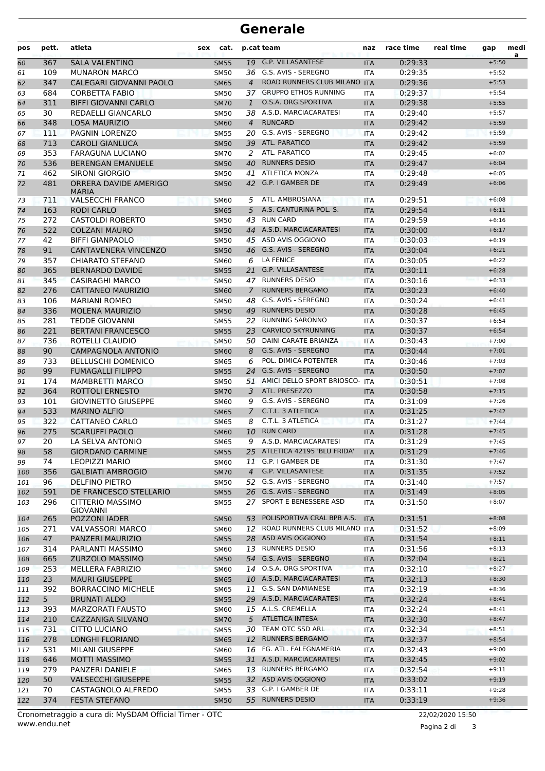# Generale

| pos | pett. | atleta | sex | cat. | p.cat | team | naz | race time | real time | gap | media |
|---|---|---|---|---|---|---|---|---|---|---|---|
| 60 | 367 | SALA VALENTINO | | SM55 | 19 | G.P. VILLASANTESE | ITA | 0:29:33 | | +5:50 | |
| 61 | 109 | MUNARON MARCO | | SM50 | 36 | G.S. AVIS - SEREGNO | ITA | 0:29:35 | | +5:52 | |
| 62 | 347 | CALEGARI GIOVANNI PAOLO | | SM65 | 4 | ROAD RUNNERS CLUB MILANO | ITA | 0:29:36 | | +5:53 | |
| 63 | 684 | CORBETTA FABIO | | SM50 | 37 | GRUPPO ETHOS RUNNING | ITA | 0:29:37 | | +5:54 | |
| 64 | 311 | BIFFI GIOVANNI CARLO | | SM70 | 1 | O.S.A. ORG.SPORTIVA | ITA | 0:29:38 | | +5:55 | |
| 65 | 30 | REDAELLI GIANCARLO | | SM50 | 38 | A.S.D. MARCIACARATESI | ITA | 0:29:40 | | +5:57 | |
| 66 | 348 | LOSA MAURIZIO | | SM60 | 4 | RUNCARD | ITA | 0:29:42 | | +5:59 | |
| 67 | 111 | PAGNIN LORENZO | | SM55 | 20 | G.S. AVIS - SEREGNO | ITA | 0:29:42 | | +5:59 | |
| 68 | 713 | CAROLI GIANLUCA | | SM50 | 39 | ATL. PARATICO | ITA | 0:29:42 | | +5:59 | |
| 69 | 353 | FARAGUNA LUCIANO | | SM70 | 2 | ATL. PARATICO | ITA | 0:29:45 | | +6:02 | |
| 70 | 536 | BERENGAN EMANUELE | | SM50 | 40 | RUNNERS DESIO | ITA | 0:29:47 | | +6:04 | |
| 71 | 462 | SIRONI GIORGIO | | SM50 | 41 | ATLETICA MONZA | ITA | 0:29:48 | | +6:05 | |
| 72 | 481 | ORRERA DAVIDE AMERIGO MARIA | | SM50 | 42 | G.P. I GAMBER DE | ITA | 0:29:49 | | +6:06 | |
| 73 | 711 | VALSECCHI FRANCO | | SM60 | 5 | ATL. AMBROSIANA | ITA | 0:29:51 | | +6:08 | |
| 74 | 163 | RODI CARLO | | SM65 | 5 | A.S. CANTURINA POL. S. | ITA | 0:29:54 | | +6:11 | |
| 75 | 272 | CASTOLDI ROBERTO | | SM50 | 43 | RUN CARD | ITA | 0:29:59 | | +6:16 | |
| 76 | 522 | COLZANI MAURO | | SM50 | 44 | A.S.D. MARCIACARATESI | ITA | 0:30:00 | | +6:17 | |
| 77 | 42 | BIFFI GIANPAOLO | | SM50 | 45 | ASD AVIS OGGIONO | ITA | 0:30:03 | | +6:19 | |
| 78 | 91 | CANTAVENERA VINCENZO | | SM50 | 46 | G.S. AVIS - SEREGNO | ITA | 0:30:04 | | +6:21 | |
| 79 | 357 | CHIARATO STEFANO | | SM60 | 6 | LA FENICE | ITA | 0:30:05 | | +6:22 | |
| 80 | 365 | BERNARDO DAVIDE | | SM55 | 21 | G.P. VILLASANTESE | ITA | 0:30:11 | | +6:28 | |
| 81 | 345 | CASIRAGHI MARCO | | SM50 | 47 | RUNNERS DESIO | ITA | 0:30:16 | | +6:33 | |
| 82 | 276 | CATTANEO MAURIZIO | | SM60 | 7 | RUNNERS BERGAMO | ITA | 0:30:23 | | +6:40 | |
| 83 | 106 | MARIANI ROMEO | | SM50 | 48 | G.S. AVIS - SEREGNO | ITA | 0:30:24 | | +6:41 | |
| 84 | 336 | MOLENA MAURIZIO | | SM50 | 49 | RUNNERS DESIO | ITA | 0:30:28 | | +6:45 | |
| 85 | 281 | TEDDE GIOVANNI | | SM55 | 22 | RUNNING SARONNO | ITA | 0:30:37 | | +6:54 | |
| 86 | 221 | BERTANI FRANCESCO | | SM55 | 23 | CARVICO SKYRUNNING | ITA | 0:30:37 | | +6:54 | |
| 87 | 736 | ROTELLI CLAUDIO | | SM50 | 50 | DAINI CARATE BRIANZA | ITA | 0:30:43 | | +7:00 | |
| 88 | 90 | CAMPAGNOLA ANTONIO | | SM60 | 8 | G.S. AVIS - SEREGNO | ITA | 0:30:44 | | +7:01 | |
| 89 | 733 | BELLUSCHI DOMENICO | | SM65 | 6 | POL. DIMICA POTENTER | ITA | 0:30:46 | | +7:03 | |
| 90 | 99 | FUMAGALLI FILIPPO | | SM55 | 24 | G.S. AVIS - SEREGNO | ITA | 0:30:50 | | +7:07 | |
| 91 | 174 | MAMBRETTI MARCO | | SM50 | 51 | AMICI DELLO SPORT BRIOSCO- | ITA | 0:30:51 | | +7:08 | |
| 92 | 364 | ROTTOLI ERNESTO | | SM70 | 3 | ATL. PRESEZZO | ITA | 0:30:58 | | +7:15 | |
| 93 | 101 | GIOVINETTO GIUSEPPE | | SM60 | 9 | G.S. AVIS - SEREGNO | ITA | 0:31:09 | | +7:26 | |
| 94 | 533 | MARINO ALFIO | | SM65 | 7 | C.T.L. 3 ATLETICA | ITA | 0:31:25 | | +7:42 | |
| 95 | 322 | CATTANEO CARLO | | SM65 | 8 | C.T.L. 3 ATLETICA | ITA | 0:31:27 | | +7:44 | |
| 96 | 275 | SCARUFFI PAOLO | | SM60 | 10 | RUN CARD | ITA | 0:31:28 | | +7:45 | |
| 97 | 20 | LA SELVA ANTONIO | | SM65 | 9 | A.S.D. MARCIACARATESI | ITA | 0:31:29 | | +7:45 | |
| 98 | 58 | GIORDANO CARMINE | | SM55 | 25 | ATLETICA 42195 'BLU FRIDA' | ITA | 0:31:29 | | +7:46 | |
| 99 | 74 | LEOPIZZI MARIO | | SM60 | 11 | G.P. I GAMBER DE | ITA | 0:31:30 | | +7:47 | |
| 100 | 356 | GALBIATI AMBROGIO | | SM70 | 4 | G.P. VILLASANTESE | ITA | 0:31:35 | | +7:52 | |
| 101 | 96 | DELFINO PIETRO | | SM50 | 52 | G.S. AVIS - SEREGNO | ITA | 0:31:40 | | +7:57 | |
| 102 | 591 | DE FRANCESCO STELLARIO | | SM55 | 26 | G.S. AVIS - SEREGNO | ITA | 0:31:49 | | +8:05 | |
| 103 | 296 | CITTERIO MASSIMO GIOVANNI | | SM55 | 27 | SPORT E BENESSERE ASD | ITA | 0:31:50 | | +8:07 | |
| 104 | 265 | POZZONI IADER | | SM50 | 53 | POLISPORTIVA CRAL BPB A.S. | ITA | 0:31:51 | | +8:08 | |
| 105 | 271 | VALVASSORI MARCO | | SM60 | 12 | ROAD RUNNERS CLUB MILANO | ITA | 0:31:52 | | +8:09 | |
| 106 | 47 | PANZERI MAURIZIO | | SM55 | 28 | ASD AVIS OGGIONO | ITA | 0:31:54 | | +8:11 | |
| 107 | 314 | PARLANTI MASSIMO | | SM60 | 13 | RUNNERS DESIO | ITA | 0:31:56 | | +8:13 | |
| 108 | 665 | ZURZOLO MASSIMO | | SM50 | 54 | G.S. AVIS - SEREGNO | ITA | 0:32:04 | | +8:21 | |
| 109 | 253 | MELLERA FABRIZIO | | SM60 | 14 | O.S.A. ORG.SPORTIVA | ITA | 0:32:10 | | +8:27 | |
| 110 | 23 | MAURI GIUSEPPE | | SM65 | 10 | A.S.D. MARCIACARATESI | ITA | 0:32:13 | | +8:30 | |
| 111 | 392 | BORRACCINO MICHELE | | SM65 | 11 | G.S. SAN DAMIANESE | ITA | 0:32:19 | | +8:36 | |
| 112 | 5 | BRUNATI ALDO | | SM55 | 29 | A.S.D. MARCIACARATESI | ITA | 0:32:24 | | +8:41 | |
| 113 | 393 | MARZORATI FAUSTO | | SM60 | 15 | A.L.S. CREMELLA | ITA | 0:32:24 | | +8:41 | |
| 114 | 210 | CAZZANIGA SILVANO | | SM70 | 5 | ATLETICA INTESA | ITA | 0:32:30 | | +8:47 | |
| 115 | 731 | CITTO LUCIANO | | SM55 | 30 | TEAM OTC SSD ARL | ITA | 0:32:34 | | +8:51 | |
| 116 | 278 | LONGHI FLORIANO | | SM65 | 12 | RUNNERS BERGAMO | ITA | 0:32:37 | | +8:54 | |
| 117 | 531 | MILANI GIUSEPPE | | SM60 | 16 | FG. ATL. FALEGNAMERIA | ITA | 0:32:43 | | +9:00 | |
| 118 | 646 | MOTTI MASSIMO | | SM55 | 31 | A.S.D. MARCIACARATESI | ITA | 0:32:45 | | +9:02 | |
| 119 | 279 | PANZERI DANIELE | | SM65 | 13 | RUNNERS BERGAMO | ITA | 0:32:54 | | +9:11 | |
| 120 | 50 | VALSECCHI GIUSEPPE | | SM55 | 32 | ASD AVIS OGGIONO | ITA | 0:33:02 | | +9:19 | |
| 121 | 70 | CASTAGNOLO ALFREDO | | SM55 | 33 | G.P. I GAMBER DE | ITA | 0:33:11 | | +9:28 | |
| 122 | 374 | FESTA STEFANO | | SM50 | 55 | RUNNERS DESIO | ITA | 0:33:19 | | +9:36 | |

Cronometraggio a cura di: MySDAM Official Timer - OTC
www.endu.net

22/02/2020 15:50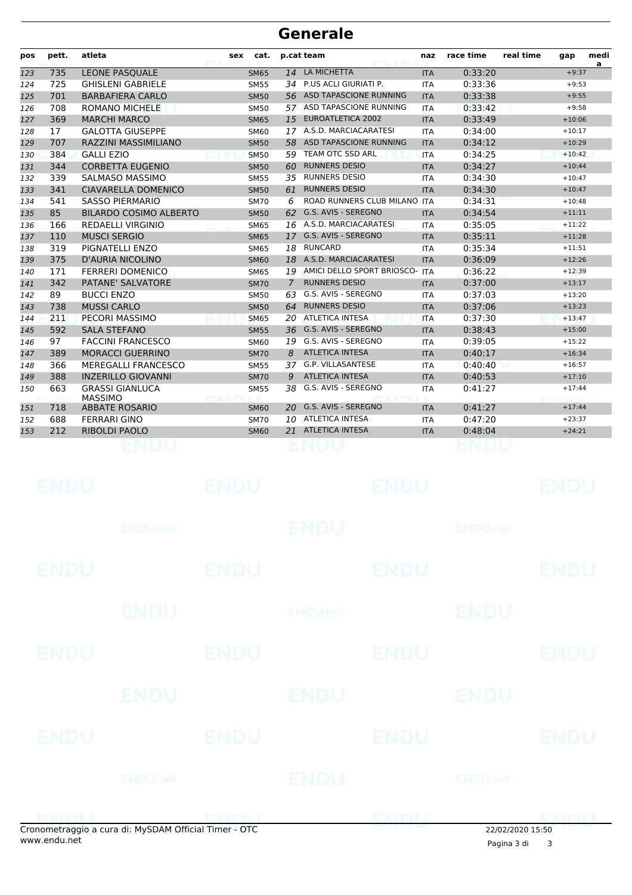# Generale

| pos | pett. | atleta | sex | cat. | p.cat | team | naz | race time | real time | gap | media |
|---|---|---|---|---|---|---|---|---|---|---|---|
| 123 | 735 | LEONE PASQUALE | | SM65 | 14 | LA MICHETTA | ITA | 0:33:20 | | +9:37 | |
| 124 | 725 | GHISLENI GABRIELE | | SM55 | 34 | P.US ACLI GIURIATI P. | ITA | 0:33:36 | | +9:53 | |
| 125 | 701 | BARBAFIERA CARLO | | SM50 | 56 | ASD TAPASCIONE RUNNING | ITA | 0:33:38 | | +9:55 | |
| 126 | 708 | ROMANO MICHELE | | SM50 | 57 | ASD TAPASCIONE RUNNING | ITA | 0:33:42 | | +9:58 | |
| 127 | 369 | MARCHI MARCO | | SM65 | 15 | EUROATLETICA 2002 | ITA | 0:33:49 | | +10:06 | |
| 128 | 17 | GALOTTA GIUSEPPE | | SM60 | 17 | A.S.D. MARCIACARATESI | ITA | 0:34:00 | | +10:17 | |
| 129 | 707 | RAZZINI MASSIMILIANO | | SM50 | 58 | ASD TAPASCIONE RUNNING | ITA | 0:34:12 | | +10:29 | |
| 130 | 384 | GALLI EZIO | | SM50 | 59 | TEAM OTC SSD ARL | ITA | 0:34:25 | | +10:42 | |
| 131 | 344 | CORBETTA EUGENIO | | SM50 | 60 | RUNNERS DESIO | ITA | 0:34:27 | | +10:44 | |
| 132 | 339 | SALMASO MASSIMO | | SM55 | 35 | RUNNERS DESIO | ITA | 0:34:30 | | +10:47 | |
| 133 | 341 | CIAVARELLA DOMENICO | | SM50 | 61 | RUNNERS DESIO | ITA | 0:34:30 | | +10:47 | |
| 134 | 541 | SASSO PIERMARIO | | SM70 | 6 | ROAD RUNNERS CLUB MILANO | ITA | 0:34:31 | | +10:48 | |
| 135 | 85 | BILARDO COSIMO ALBERTO | | SM50 | 62 | G.S. AVIS - SEREGNO | ITA | 0:34:54 | | +11:11 | |
| 136 | 166 | REDAELLI VIRGINIO | | SM65 | 16 | A.S.D. MARCIACARATESI | ITA | 0:35:05 | | +11:22 | |
| 137 | 110 | MUSCI SERGIO | | SM65 | 17 | G.S. AVIS - SEREGNO | ITA | 0:35:11 | | +11:28 | |
| 138 | 319 | PIGNATELLI ENZO | | SM65 | 18 | RUNCARD | ITA | 0:35:34 | | +11:51 | |
| 139 | 375 | D'AURIA NICOLINO | | SM60 | 18 | A.S.D. MARCIACARATESI | ITA | 0:36:09 | | +12:26 | |
| 140 | 171 | FERRERI DOMENICO | | SM65 | 19 | AMICI DELLO SPORT BRIOSCO- | ITA | 0:36:22 | | +12:39 | |
| 141 | 342 | PATANE' SALVATORE | | SM70 | 7 | RUNNERS DESIO | ITA | 0:37:00 | | +13:17 | |
| 142 | 89 | BUCCI ENZO | | SM50 | 63 | G.S. AVIS - SEREGNO | ITA | 0:37:03 | | +13:20 | |
| 143 | 738 | MUSSI CARLO | | SM50 | 64 | RUNNERS DESIO | ITA | 0:37:06 | | +13:23 | |
| 144 | 211 | PECORI MASSIMO | | SM65 | 20 | ATLETICA INTESA | ITA | 0:37:30 | | +13:47 | |
| 145 | 592 | SALA STEFANO | | SM55 | 36 | G.S. AVIS - SEREGNO | ITA | 0:38:43 | | +15:00 | |
| 146 | 97 | FACCINI FRANCESCO | | SM60 | 19 | G.S. AVIS - SEREGNO | ITA | 0:39:05 | | +15:22 | |
| 147 | 389 | MORACCI GUERRINO | | SM70 | 8 | ATLETICA INTESA | ITA | 0:40:17 | | +16:34 | |
| 148 | 366 | MEREGALLI FRANCESCO | | SM55 | 37 | G.P. VILLASANTESE | ITA | 0:40:40 | | +16:57 | |
| 149 | 388 | INZERILLO GIOVANNI | | SM70 | 9 | ATLETICA INTESA | ITA | 0:40:53 | | +17:10 | |
| 150 | 663 | GRASSI GIANLUCA MASSIMO | | SM55 | 38 | G.S. AVIS - SEREGNO | ITA | 0:41:27 | | +17:44 | |
| 151 | 718 | ABBATE ROSARIO | | SM60 | 20 | G.S. AVIS - SEREGNO | ITA | 0:41:27 | | +17:44 | |
| 152 | 688 | FERRARI GINO | | SM70 | 10 | ATLETICA INTESA | ITA | 0:47:20 | | +23:37 | |
| 153 | 212 | RIBOLDI PAOLO | | SM60 | 21 | ATLETICA INTESA | ITA | 0:48:04 | | +24:21 | |

Cronometraggio a cura di: MySDAM Official Timer - OTC
www.endu.net

22/02/2020 15:50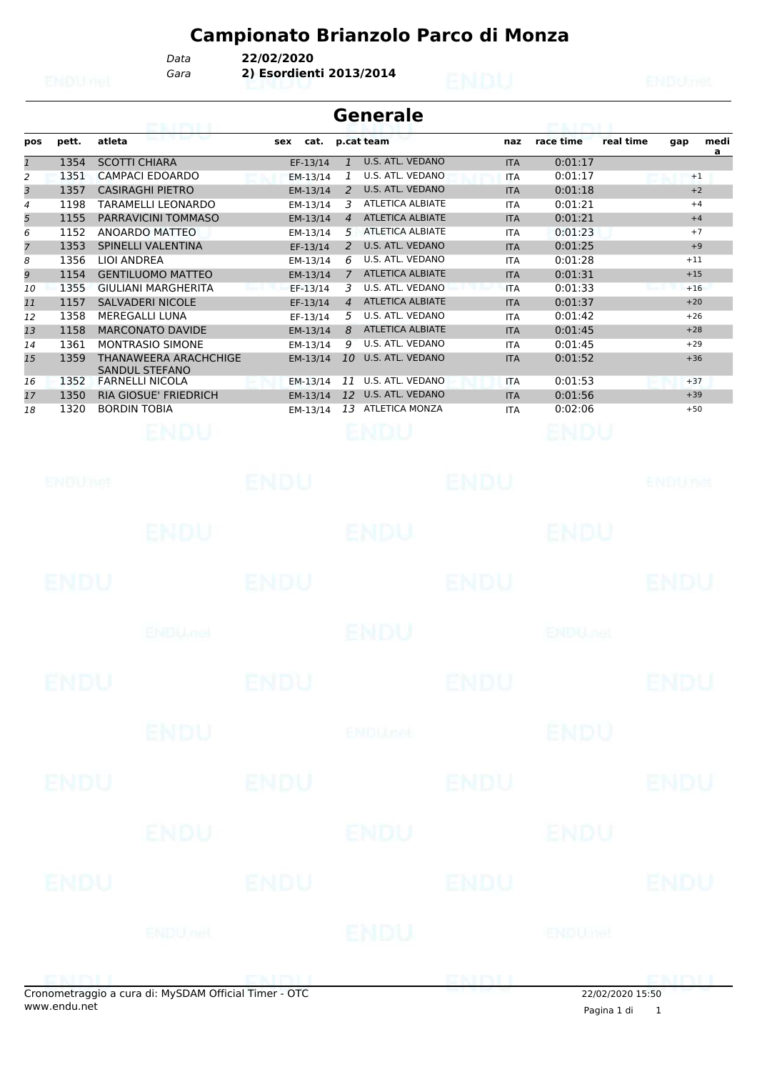# Campionato Brianzolo Parco di Monza

*Data* **22/02/2020**

*Gara* **2) Esordienti 2013/2014**

## Generale

| pos | pett. | atleta | sex | cat. | p.cat | team | naz | race time | real time | gap | media |
|---|---|---|---|---|---|---|---|---|---|---|---|
| 1 | 1354 | SCOTTI CHIARA | | EF-13/14 | 1 | U.S. ATL. VEDANO | ITA | 0:01:17 | | | |
| 2 | 1351 | CAMPACI EDOARDO | | EM-13/14 | 1 | U.S. ATL. VEDANO | ITA | 0:01:17 | | +1 | |
| 3 | 1357 | CASIRAGHI PIETRO | | EM-13/14 | 2 | U.S. ATL. VEDANO | ITA | 0:01:18 | | +2 | |
| 4 | 1198 | TARAMELLI LEONARDO | | EM-13/14 | 3 | ATLETICA ALBIATE | ITA | 0:01:21 | | +4 | |
| 5 | 1155 | PARRAVICINI TOMMASO | | EM-13/14 | 4 | ATLETICA ALBIATE | ITA | 0:01:21 | | +4 | |
| 6 | 1152 | ANOARDO MATTEO | | EM-13/14 | 5 | ATLETICA ALBIATE | ITA | 0:01:23 | | +7 | |
| 7 | 1353 | SPINELLI VALENTINA | | EF-13/14 | 2 | U.S. ATL. VEDANO | ITA | 0:01:25 | | +9 | |
| 8 | 1356 | LIOI ANDREA | | EM-13/14 | 6 | U.S. ATL. VEDANO | ITA | 0:01:28 | | +11 | |
| 9 | 1154 | GENTILUOMO MATTEO | | EM-13/14 | 7 | ATLETICA ALBIATE | ITA | 0:01:31 | | +15 | |
| 10 | 1355 | GIULIANI MARGHERITA | | EF-13/14 | 3 | U.S. ATL. VEDANO | ITA | 0:01:33 | | +16 | |
| 11 | 1157 | SALVADERI NICOLE | | EF-13/14 | 4 | ATLETICA ALBIATE | ITA | 0:01:37 | | +20 | |
| 12 | 1358 | MEREGALLI LUNA | | EF-13/14 | 5 | U.S. ATL. VEDANO | ITA | 0:01:42 | | +26 | |
| 13 | 1158 | MARCONATO DAVIDE | | EM-13/14 | 8 | ATLETICA ALBIATE | ITA | 0:01:45 | | +28 | |
| 14 | 1361 | MONTRASIO SIMONE | | EM-13/14 | 9 | U.S. ATL. VEDANO | ITA | 0:01:45 | | +29 | |
| 15 | 1359 | THANAWEERA ARACHCHIGE SANDUL STEFANO | | EM-13/14 | 10 | U.S. ATL. VEDANO | ITA | 0:01:52 | | +36 | |
| 16 | 1352 | FARNELLI NICOLA | | EM-13/14 | 11 | U.S. ATL. VEDANO | ITA | 0:01:53 | | +37 | |
| 17 | 1350 | RIA GIOSUE' FRIEDRICH | | EM-13/14 | 12 | U.S. ATL. VEDANO | ITA | 0:01:56 | | +39 | |
| 18 | 1320 | BORDIN TOBIA | | EM-13/14 | 13 | ATLETICA MONZA | ITA | 0:02:06 | | +50 | |

Cronometraggio a cura di: MySDAM Official Timer - OTC
www.endu.net

22/02/2020 15:50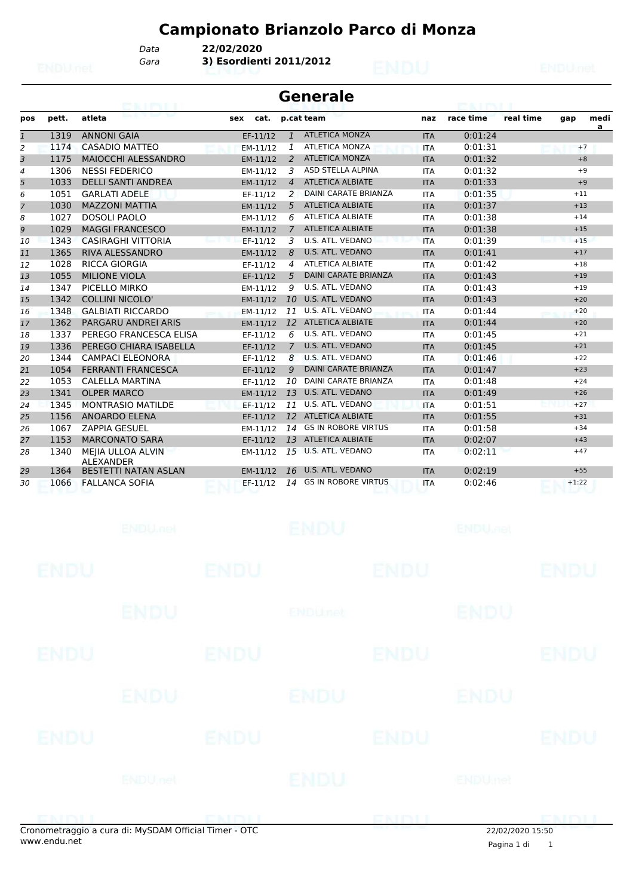# Campionato Brianzolo Parco di Monza

*Data* **22/02/2020**
*Gara* **3) Esordienti 2011/2012**

## Generale

| pos | pett. | atleta | sex | cat. | p.cat | team | naz | race time | real time | gap | media |
|---|---|---|---|---|---|---|---|---|---|---|---|
| 1 | 1319 | ANNONI GAIA | | EF-11/12 | 1 | ATLETICA MONZA | ITA | 0:01:24 | | | |
| 2 | 1174 | CASADIO MATTEO | | EM-11/12 | 1 | ATLETICA MONZA | ITA | 0:01:31 | | +7 | |
| 3 | 1175 | MAIOCCHI ALESSANDRO | | EM-11/12 | 2 | ATLETICA MONZA | ITA | 0:01:32 | | +8 | |
| 4 | 1306 | NESSI FEDERICO | | EM-11/12 | 3 | ASD STELLA ALPINA | ITA | 0:01:32 | | +9 | |
| 5 | 1033 | DELLI SANTI ANDREA | | EM-11/12 | 4 | ATLETICA ALBIATE | ITA | 0:01:33 | | +9 | |
| 6 | 1051 | GARLATI ADELE | | EF-11/12 | 2 | DAINI CARATE BRIANZA | ITA | 0:01:35 | | +11 | |
| 7 | 1030 | MAZZONI MATTIA | | EM-11/12 | 5 | ATLETICA ALBIATE | ITA | 0:01:37 | | +13 | |
| 8 | 1027 | DOSOLI PAOLO | | EM-11/12 | 6 | ATLETICA ALBIATE | ITA | 0:01:38 | | +14 | |
| 9 | 1029 | MAGGI FRANCESCO | | EM-11/12 | 7 | ATLETICA ALBIATE | ITA | 0:01:38 | | +15 | |
| 10 | 1343 | CASIRAGHI VITTORIA | | EF-11/12 | 3 | U.S. ATL. VEDANO | ITA | 0:01:39 | | +15 | |
| 11 | 1365 | RIVA ALESSANDRO | | EM-11/12 | 8 | U.S. ATL. VEDANO | ITA | 0:01:41 | | +17 | |
| 12 | 1028 | RICCA GIORGIA | | EF-11/12 | 4 | ATLETICA ALBIATE | ITA | 0:01:42 | | +18 | |
| 13 | 1055 | MILIONE VIOLA | | EF-11/12 | 5 | DAINI CARATE BRIANZA | ITA | 0:01:43 | | +19 | |
| 14 | 1347 | PICELLO MIRKO | | EM-11/12 | 9 | U.S. ATL. VEDANO | ITA | 0:01:43 | | +19 | |
| 15 | 1342 | COLLINI NICOLO' | | EM-11/12 | 10 | U.S. ATL. VEDANO | ITA | 0:01:43 | | +20 | |
| 16 | 1348 | GALBIATI RICCARDO | | EM-11/12 | 11 | U.S. ATL. VEDANO | ITA | 0:01:44 | | +20 | |
| 17 | 1362 | PARGARU ANDREI ARIS | | EM-11/12 | 12 | ATLETICA ALBIATE | ITA | 0:01:44 | | +20 | |
| 18 | 1337 | PEREGO FRANCESCA ELISA | | EF-11/12 | 6 | U.S. ATL. VEDANO | ITA | 0:01:45 | | +21 | |
| 19 | 1336 | PEREGO CHIARA ISABELLA | | EF-11/12 | 7 | U.S. ATL. VEDANO | ITA | 0:01:45 | | +21 | |
| 20 | 1344 | CAMPACI ELEONORA | | EF-11/12 | 8 | U.S. ATL. VEDANO | ITA | 0:01:46 | | +22 | |
| 21 | 1054 | FERRANTI FRANCESCA | | EF-11/12 | 9 | DAINI CARATE BRIANZA | ITA | 0:01:47 | | +23 | |
| 22 | 1053 | CALELLA MARTINA | | EF-11/12 | 10 | DAINI CARATE BRIANZA | ITA | 0:01:48 | | +24 | |
| 23 | 1341 | OLPER MARCO | | EM-11/12 | 13 | U.S. ATL. VEDANO | ITA | 0:01:49 | | +26 | |
| 24 | 1345 | MONTRASIO MATILDE | | EF-11/12 | 11 | U.S. ATL. VEDANO | ITA | 0:01:51 | | +27 | |
| 25 | 1156 | ANOARDO ELENA | | EF-11/12 | 12 | ATLETICA ALBIATE | ITA | 0:01:55 | | +31 | |
| 26 | 1067 | ZAPPIA GESUEL | | EM-11/12 | 14 | GS IN ROBORE VIRTUS | ITA | 0:01:58 | | +34 | |
| 27 | 1153 | MARCONATO SARA | | EF-11/12 | 13 | ATLETICA ALBIATE | ITA | 0:02:07 | | +43 | |
| 28 | 1340 | MEJIA ULLOA ALVIN ALEXANDER | | EM-11/12 | 15 | U.S. ATL. VEDANO | ITA | 0:02:11 | | +47 | |
| 29 | 1364 | BESTETTI NATAN ASLAN | | EM-11/12 | 16 | U.S. ATL. VEDANO | ITA | 0:02:19 | | +55 | |
| 30 | 1066 | FALLANCA SOFIA | | EF-11/12 | 14 | GS IN ROBORE VIRTUS | ITA | 0:02:46 | | +1:22 | |

Cronometraggio a cura di: MySDAM Official Timer - OTC
www.endu.net

22/02/2020 15:50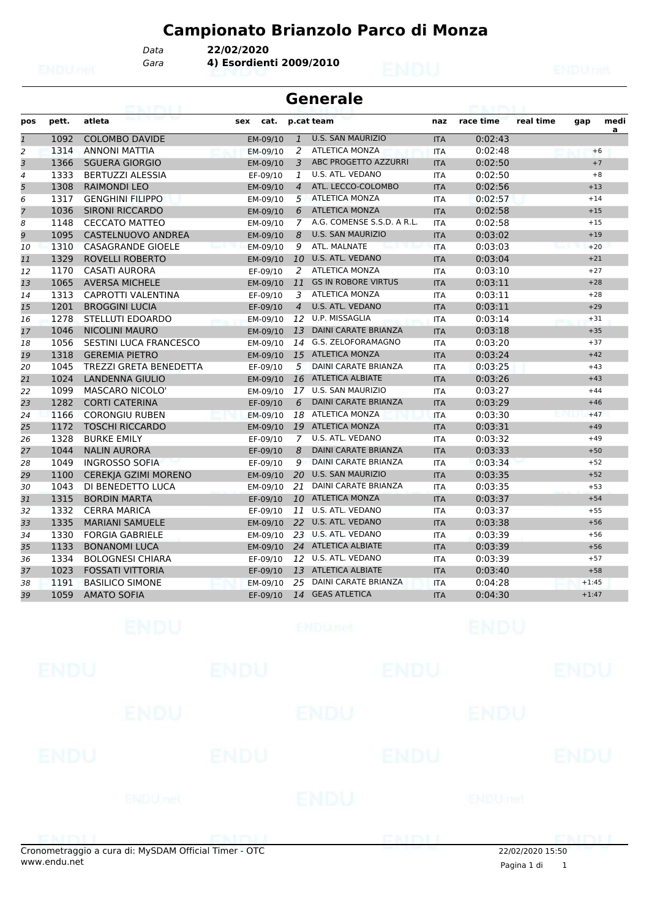# Campionato Brianzolo Parco di Monza

Data **22/02/2020**
Gara **4) Esordienti 2009/2010**

## Generale

| pos | pett. | atleta | sex | cat. | p.cat | team | naz | race time | real time | gap | media |
|---|---|---|---|---|---|---|---|---|---|---|---|
| 1 | 1092 | COLOMBO DAVIDE | | EM-09/10 | 1 | U.S. SAN MAURIZIO | ITA | 0:02:43 | | | |
| 2 | 1314 | ANNONI MATTIA | | EM-09/10 | 2 | ATLETICA MONZA | ITA | 0:02:48 | | +6 | |
| 3 | 1366 | SGUERA GIORGIO | | EM-09/10 | 3 | ABC PROGETTO AZZURRI | ITA | 0:02:50 | | +7 | |
| 4 | 1333 | BERTUZZI ALESSIA | | EF-09/10 | 1 | U.S. ATL. VEDANO | ITA | 0:02:50 | | +8 | |
| 5 | 1308 | RAIMONDI LEO | | EM-09/10 | 4 | ATL. LECCO-COLOMBO | ITA | 0:02:56 | | +13 | |
| 6 | 1317 | GENGHINI FILIPPO | | EM-09/10 | 5 | ATLETICA MONZA | ITA | 0:02:57 | | +14 | |
| 7 | 1036 | SIRONI RICCARDO | | EM-09/10 | 6 | ATLETICA MONZA | ITA | 0:02:58 | | +15 | |
| 8 | 1148 | CECCATO MATTEO | | EM-09/10 | 7 | A.G. COMENSE S.S.D. A R.L. | ITA | 0:02:58 | | +15 | |
| 9 | 1095 | CASTELNUOVO ANDREA | | EM-09/10 | 8 | U.S. SAN MAURIZIO | ITA | 0:03:02 | | +19 | |
| 10 | 1310 | CASAGRANDE GIOELE | | EM-09/10 | 9 | ATL. MALNATE | ITA | 0:03:03 | | +20 | |
| 11 | 1329 | ROVELLI ROBERTO | | EM-09/10 | 10 | U.S. ATL. VEDANO | ITA | 0:03:04 | | +21 | |
| 12 | 1170 | CASATI AURORA | | EF-09/10 | 2 | ATLETICA MONZA | ITA | 0:03:10 | | +27 | |
| 13 | 1065 | AVERSA MICHELE | | EM-09/10 | 11 | GS IN ROBORE VIRTUS | ITA | 0:03:11 | | +28 | |
| 14 | 1313 | CAPROTTI VALENTINA | | EF-09/10 | 3 | ATLETICA MONZA | ITA | 0:03:11 | | +28 | |
| 15 | 1201 | BROGGINI LUCIA | | EF-09/10 | 4 | U.S. ATL. VEDANO | ITA | 0:03:11 | | +29 | |
| 16 | 1278 | STELLUTI EDOARDO | | EM-09/10 | 12 | U.P. MISSAGLIA | ITA | 0:03:14 | | +31 | |
| 17 | 1046 | NICOLINI MAURO | | EM-09/10 | 13 | DAINI CARATE BRIANZA | ITA | 0:03:18 | | +35 | |
| 18 | 1056 | SESTINI LUCA FRANCESCO | | EM-09/10 | 14 | G.S. ZELOFORAMAGNO | ITA | 0:03:20 | | +37 | |
| 19 | 1318 | GEREMIA PIETRO | | EM-09/10 | 15 | ATLETICA MONZA | ITA | 0:03:24 | | +42 | |
| 20 | 1045 | TREZZI GRETA BENEDETTA | | EF-09/10 | 5 | DAINI CARATE BRIANZA | ITA | 0:03:25 | | +43 | |
| 21 | 1024 | LANDENNA GIULIO | | EM-09/10 | 16 | ATLETICA ALBIATE | ITA | 0:03:26 | | +43 | |
| 22 | 1099 | MASCARO NICOLO' | | EM-09/10 | 17 | U.S. SAN MAURIZIO | ITA | 0:03:27 | | +44 | |
| 23 | 1282 | CORTI CATERINA | | EF-09/10 | 6 | DAINI CARATE BRIANZA | ITA | 0:03:29 | | +46 | |
| 24 | 1166 | CORONGIU RUBEN | | EM-09/10 | 18 | ATLETICA MONZA | ITA | 0:03:30 | | +47 | |
| 25 | 1172 | TOSCHI RICCARDO | | EM-09/10 | 19 | ATLETICA MONZA | ITA | 0:03:31 | | +49 | |
| 26 | 1328 | BURKE EMILY | | EF-09/10 | 7 | U.S. ATL. VEDANO | ITA | 0:03:32 | | +49 | |
| 27 | 1044 | NALIN AURORA | | EF-09/10 | 8 | DAINI CARATE BRIANZA | ITA | 0:03:33 | | +50 | |
| 28 | 1049 | INGROSSO SOFIA | | EF-09/10 | 9 | DAINI CARATE BRIANZA | ITA | 0:03:34 | | +52 | |
| 29 | 1100 | CEREKJA GZIMI MORENO | | EM-09/10 | 20 | U.S. SAN MAURIZIO | ITA | 0:03:35 | | +52 | |
| 30 | 1043 | DI BENEDETTO LUCA | | EM-09/10 | 21 | DAINI CARATE BRIANZA | ITA | 0:03:35 | | +53 | |
| 31 | 1315 | BORDIN MARTA | | EF-09/10 | 10 | ATLETICA MONZA | ITA | 0:03:37 | | +54 | |
| 32 | 1332 | CERRA MARICA | | EF-09/10 | 11 | U.S. ATL. VEDANO | ITA | 0:03:37 | | +55 | |
| 33 | 1335 | MARIANI SAMUELE | | EM-09/10 | 22 | U.S. ATL. VEDANO | ITA | 0:03:38 | | +56 | |
| 34 | 1330 | FORGIA GABRIELE | | EM-09/10 | 23 | U.S. ATL. VEDANO | ITA | 0:03:39 | | +56 | |
| 35 | 1133 | BONANOMI LUCA | | EM-09/10 | 24 | ATLETICA ALBIATE | ITA | 0:03:39 | | +56 | |
| 36 | 1334 | BOLOGNESI CHIARA | | EF-09/10 | 12 | U.S. ATL. VEDANO | ITA | 0:03:39 | | +57 | |
| 37 | 1023 | FOSSATI VITTORIA | | EF-09/10 | 13 | ATLETICA ALBIATE | ITA | 0:03:40 | | +58 | |
| 38 | 1191 | BASILICO SIMONE | | EM-09/10 | 25 | DAINI CARATE BRIANZA | ITA | 0:04:28 | | +1:45 | |
| 39 | 1059 | AMATO SOFIA | | EF-09/10 | 14 | GEAS ATLETICA | ITA | 0:04:30 | | +1:47 | |

Cronometraggio a cura di: MySDAM Official Timer - OTC
www.endu.net

22/02/2020 15:50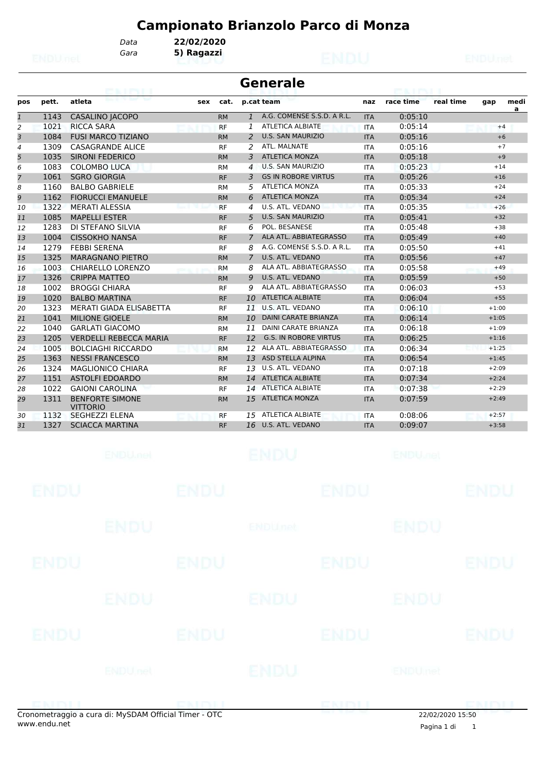# Campionato Brianzolo Parco di Monza

Data **22/02/2020**
Gara **5) Ragazzi**

## Generale

| pos | pett. | atleta | sex | cat. | p.cat | team | naz | race time | real time | gap | medi a |
|---|---|---|---|---|---|---|---|---|---|---|---|
| 1 | 1143 | CASALINO JACOPO | | RM | 1 | A.G. COMENSE S.S.D. A R.L. | ITA | 0:05:10 | | | |
| 2 | 1021 | RICCA SARA | | RF | 1 | ATLETICA ALBIATE | ITA | 0:05:14 | | +4 | |
| 3 | 1084 | FUSI MARCO TIZIANO | | RM | 2 | U.S. SAN MAURIZIO | ITA | 0:05:16 | | +6 | |
| 4 | 1309 | CASAGRANDE ALICE | | RF | 2 | ATL. MALNATE | ITA | 0:05:16 | | +7 | |
| 5 | 1035 | SIRONI FEDERICO | | RM | 3 | ATLETICA MONZA | ITA | 0:05:18 | | +9 | |
| 6 | 1083 | COLOMBO LUCA | | RM | 4 | U.S. SAN MAURIZIO | ITA | 0:05:23 | | +14 | |
| 7 | 1061 | SGRO GIORGIA | | RF | 3 | GS IN ROBORE VIRTUS | ITA | 0:05:26 | | +16 | |
| 8 | 1160 | BALBO GABRIELE | | RM | 5 | ATLETICA MONZA | ITA | 0:05:33 | | +24 | |
| 9 | 1162 | FIORUCCI EMANUELE | | RM | 6 | ATLETICA MONZA | ITA | 0:05:34 | | +24 | |
| 10 | 1322 | MERATI ALESSIA | | RF | 4 | U.S. ATL. VEDANO | ITA | 0:05:35 | | +26 | |
| 11 | 1085 | MAPELLI ESTER | | RF | 5 | U.S. SAN MAURIZIO | ITA | 0:05:41 | | +32 | |
| 12 | 1283 | DI STEFANO SILVIA | | RF | 6 | POL. BESANESE | ITA | 0:05:48 | | +38 | |
| 13 | 1004 | CISSOKHO NANSA | | RF | 7 | ALA ATL. ABBIATEGRASSO | ITA | 0:05:49 | | +40 | |
| 14 | 1279 | FEBBI SERENA | | RF | 8 | A.G. COMENSE S.S.D. A R.L. | ITA | 0:05:50 | | +41 | |
| 15 | 1325 | MARAGNANO PIETRO | | RM | 7 | U.S. ATL. VEDANO | ITA | 0:05:56 | | +47 | |
| 16 | 1003 | CHIARELLO LORENZO | | RM | 8 | ALA ATL. ABBIATEGRASSO | ITA | 0:05:58 | | +49 | |
| 17 | 1326 | CRIPPA MATTEO | | RM | 9 | U.S. ATL. VEDANO | ITA | 0:05:59 | | +50 | |
| 18 | 1002 | BROGGI CHIARA | | RF | 9 | ALA ATL. ABBIATEGRASSO | ITA | 0:06:03 | | +53 | |
| 19 | 1020 | BALBO MARTINA | | RF | 10 | ATLETICA ALBIATE | ITA | 0:06:04 | | +55 | |
| 20 | 1323 | MERATI GIADA ELISABETTA | | RF | 11 | U.S. ATL. VEDANO | ITA | 0:06:10 | | +1:00 | |
| 21 | 1041 | MILIONE GIOELE | | RM | 10 | DAINI CARATE BRIANZA | ITA | 0:06:14 | | +1:05 | |
| 22 | 1040 | GARLATI GIACOMO | | RM | 11 | DAINI CARATE BRIANZA | ITA | 0:06:18 | | +1:09 | |
| 23 | 1205 | VERDELLI REBECCA MARIA | | RF | 12 | G.S. IN ROBORE VIRTUS | ITA | 0:06:25 | | +1:16 | |
| 24 | 1005 | BOLCIAGHI RICCARDO | | RM | 12 | ALA ATL. ABBIATEGRASSO | ITA | 0:06:34 | | +1:25 | |
| 25 | 1363 | NESSI FRANCESCO | | RM | 13 | ASD STELLA ALPINA | ITA | 0:06:54 | | +1:45 | |
| 26 | 1324 | MAGLIONICO CHIARA | | RF | 13 | U.S. ATL. VEDANO | ITA | 0:07:18 | | +2:09 | |
| 27 | 1151 | ASTOLFI EDOARDO | | RM | 14 | ATLETICA ALBIATE | ITA | 0:07:34 | | +2:24 | |
| 28 | 1022 | GAIONI CAROLINA | | RF | 14 | ATLETICA ALBIATE | ITA | 0:07:38 | | +2:29 | |
| 29 | 1311 | BENFORTE SIMONE VITTORIO | | RM | 15 | ATLETICA MONZA | ITA | 0:07:59 | | +2:49 | |
| 30 | 1132 | SEGHEZZI ELENA | | RF | 15 | ATLETICA ALBIATE | ITA | 0:08:06 | | +2:57 | |
| 31 | 1327 | SCIACCA MARTINA | | RF | 16 | U.S. ATL. VEDANO | ITA | 0:09:07 | | +3:58 | |

Cronometraggio a cura di: MySDAM Official Timer - OTC
www.endu.net

22/02/2020 15:50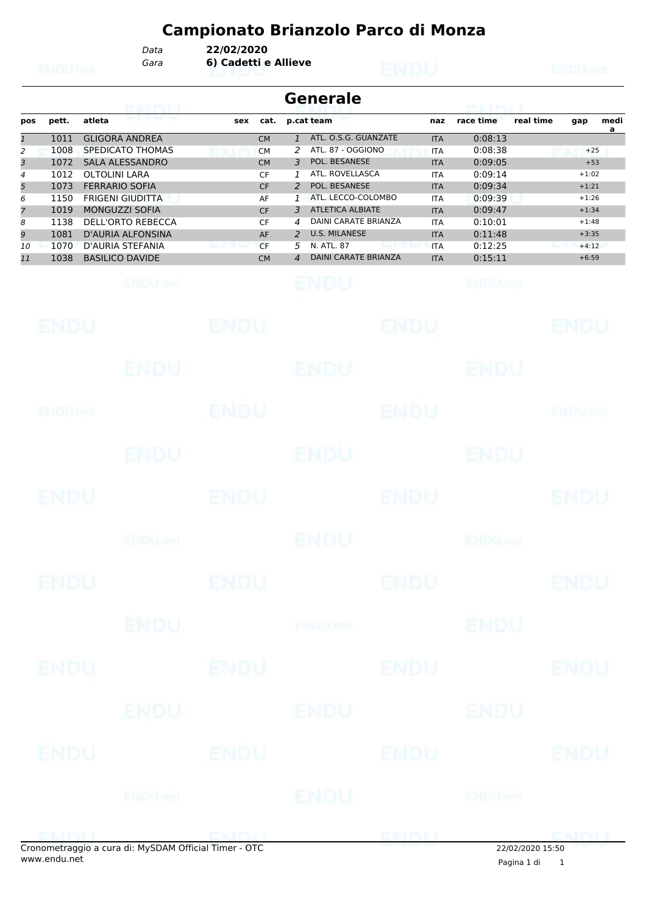# Campionato Brianzolo Parco di Monza

*Data* **22/02/2020**
*Gara* **6) Cadetti e Allieve**

## Generale

| pos | pett. | atleta | sex | cat. | p.cat | team | naz | race time | real time | gap | media |
|---|---|---|---|---|---|---|---|---|---|---|---|
| 1 | 1011 | GLIGORA ANDREA | | CM | 1 | ATL. O.S.G. GUANZATE | ITA | 0:08:13 | | | |
| 2 | 1008 | SPEDICATO THOMAS | | CM | 2 | ATL. 87 - OGGIONO | ITA | 0:08:38 | | +25 | |
| 3 | 1072 | SALA ALESSANDRO | | CM | 3 | POL. BESANESE | ITA | 0:09:05 | | +53 | |
| 4 | 1012 | OLTOLINI LARA | | CF | 1 | ATL. ROVELLASCA | ITA | 0:09:14 | | +1:02 | |
| 5 | 1073 | FERRARIO SOFIA | | CF | 2 | POL. BESANESE | ITA | 0:09:34 | | +1:21 | |
| 6 | 1150 | FRIGENI GIUDITTA | | AF | 1 | ATL. LECCO-COLOMBO | ITA | 0:09:39 | | +1:26 | |
| 7 | 1019 | MONGUZZI SOFIA | | CF | 3 | ATLETICA ALBIATE | ITA | 0:09:47 | | +1:34 | |
| 8 | 1138 | DELL'ORTO REBECCA | | CF | 4 | DAINI CARATE BRIANZA | ITA | 0:10:01 | | +1:48 | |
| 9 | 1081 | D'AURIA ALFONSINA | | AF | 2 | U.S. MILANESE | ITA | 0:11:48 | | +3:35 | |
| 10 | 1070 | D'AURIA STEFANIA | | CF | 5 | N. ATL. 87 | ITA | 0:12:25 | | +4:12 | |
| 11 | 1038 | BASILICO DAVIDE | | CM | 4 | DAINI CARATE BRIANZA | ITA | 0:15:11 | | +6:59 | |

Cronometraggio a cura di: MySDAM Official Timer - OTC
www.endu.net

22/02/2020 15:50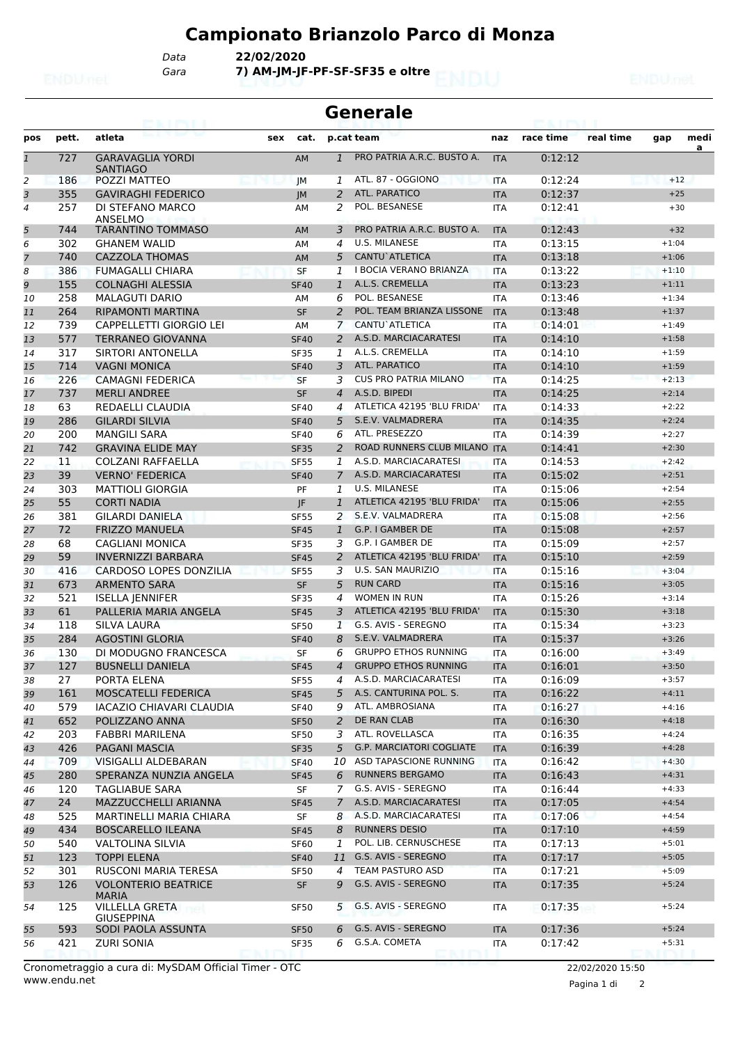# Campionato Brianzolo Parco di Monza

Data **22/02/2020**

Gara **7) AM-JM-JF-PF-SF-SF35 e oltre**

## Generale

| pos | pett. | atleta | sex | cat. | p.cat | team | naz | race time | real time | gap | media |
|---|---|---|---|---|---|---|---|---|---|---|---|
| 1 | 727 | GARAVAGLIA YORDI SANTIAGO | | AM | 1 | PRO PATRIA A.R.C. BUSTO A. | ITA | 0:12:12 | | | |
| 2 | 186 | POZZI MATTEO | | JM | 1 | ATL. 87 - OGGIONO | ITA | 0:12:24 | | +12 | |
| 3 | 355 | GAVIRAGHI FEDERICO | | JM | 2 | ATL. PARATICO | ITA | 0:12:37 | | +25 | |
| 4 | 257 | DI STEFANO MARCO ANSELMO | | AM | 2 | POL. BESANESE | ITA | 0:12:41 | | +30 | |
| 5 | 744 | TARANTINO TOMMASO | | AM | 3 | PRO PATRIA A.R.C. BUSTO A. | ITA | 0:12:43 | | +32 | |
| 6 | 302 | GHANEM WALID | | AM | 4 | U.S. MILANESE | ITA | 0:13:15 | | +1:04 | |
| 7 | 740 | CAZZOLA THOMAS | | AM | 5 | CANTU`ATLETICA | ITA | 0:13:18 | | +1:06 | |
| 8 | 386 | FUMAGALLI CHIARA | | SF | 1 | I BOCIA VERANO BRIANZA | ITA | 0:13:22 | | +1:10 | |
| 9 | 155 | COLNAGHI ALESSIA | | SF40 | 1 | A.L.S. CREMELLA | ITA | 0:13:23 | | +1:11 | |
| 10 | 258 | MALAGUTI DARIO | | AM | 6 | POL. BESANESE | ITA | 0:13:46 | | +1:34 | |
| 11 | 264 | RIPAMONTI MARTINA | | SF | 2 | POL. TEAM BRIANZA LISSONE | ITA | 0:13:48 | | +1:37 | |
| 12 | 739 | CAPPELLETTI GIORGIO LEI | | AM | 7 | CANTU`ATLETICA | ITA | 0:14:01 | | +1:49 | |
| 13 | 577 | TERRANEO GIOVANNA | | SF40 | 2 | A.S.D. MARCIACARATESI | ITA | 0:14:10 | | +1:58 | |
| 14 | 317 | SIRTORI ANTONELLA | | SF35 | 1 | A.L.S. CREMELLA | ITA | 0:14:10 | | +1:59 | |
| 15 | 714 | VAGNI MONICA | | SF40 | 3 | ATL. PARATICO | ITA | 0:14:10 | | +1:59 | |
| 16 | 226 | CAMAGNI FEDERICA | | SF | 3 | CUS PRO PATRIA MILANO | ITA | 0:14:25 | | +2:13 | |
| 17 | 737 | MERLI ANDREE | | SF | 4 | A.S.D. BIPEDI | ITA | 0:14:25 | | +2:14 | |
| 18 | 63 | REDAELLI CLAUDIA | | SF40 | 4 | ATLETICA 42195 'BLU FRIDA' | ITA | 0:14:33 | | +2:22 | |
| 19 | 286 | GILARDI SILVIA | | SF40 | 5 | S.E.V. VALMADRERA | ITA | 0:14:35 | | +2:24 | |
| 20 | 200 | MANGILI SARA | | SF40 | 6 | ATL. PRESEZZO | ITA | 0:14:39 | | +2:27 | |
| 21 | 742 | GRAVINA ELIDE MAY | | SF35 | 2 | ROAD RUNNERS CLUB MILANO | ITA | 0:14:41 | | +2:30 | |
| 22 | 11 | COLZANI RAFFAELLA | | SF55 | 1 | A.S.D. MARCIACARATESI | ITA | 0:14:53 | | +2:42 | |
| 23 | 39 | VERNO' FEDERICA | | SF40 | 7 | A.S.D. MARCIACARATESI | ITA | 0:15:02 | | +2:51 | |
| 24 | 303 | MATTIOLI GIORGIA | | PF | 1 | U.S. MILANESE | ITA | 0:15:06 | | +2:54 | |
| 25 | 55 | CORTI NADIA | | JF | 1 | ATLETICA 42195 'BLU FRIDA' | ITA | 0:15:06 | | +2:55 | |
| 26 | 381 | GILARDI DANIELA | | SF55 | 2 | S.E.V. VALMADRERA | ITA | 0:15:08 | | +2:56 | |
| 27 | 72 | FRIZZO MANUELA | | SF45 | 1 | G.P. I GAMBER DE | ITA | 0:15:08 | | +2:57 | |
| 28 | 68 | CAGLIANI MONICA | | SF35 | 3 | G.P. I GAMBER DE | ITA | 0:15:09 | | +2:57 | |
| 29 | 59 | INVERNIZZI BARBARA | | SF45 | 2 | ATLETICA 42195 'BLU FRIDA' | ITA | 0:15:10 | | +2:59 | |
| 30 | 416 | CARDOSO LOPES DONZILIA | | SF55 | 3 | U.S. SAN MAURIZIO | ITA | 0:15:16 | | +3:04 | |
| 31 | 673 | ARMENTO SARA | | SF | 5 | RUN CARD | ITA | 0:15:16 | | +3:05 | |
| 32 | 521 | ISELLA JENNIFER | | SF35 | 4 | WOMEN IN RUN | ITA | 0:15:26 | | +3:14 | |
| 33 | 61 | PALLERIA MARIA ANGELA | | SF45 | 3 | ATLETICA 42195 'BLU FRIDA' | ITA | 0:15:30 | | +3:18 | |
| 34 | 118 | SILVA LAURA | | SF50 | 1 | G.S. AVIS - SEREGNO | ITA | 0:15:34 | | +3:23 | |
| 35 | 284 | AGOSTINI GLORIA | | SF40 | 8 | S.E.V. VALMADRERA | ITA | 0:15:37 | | +3:26 | |
| 36 | 130 | DI MODUGNO FRANCESCA | | SF | 6 | GRUPPO ETHOS RUNNING | ITA | 0:16:00 | | +3:49 | |
| 37 | 127 | BUSNELLI DANIELA | | SF45 | 4 | GRUPPO ETHOS RUNNING | ITA | 0:16:01 | | +3:50 | |
| 38 | 27 | PORTA ELENA | | SF55 | 4 | A.S.D. MARCIACARATESI | ITA | 0:16:09 | | +3:57 | |
| 39 | 161 | MOSCATELLI FEDERICA | | SF45 | 5 | A.S. CANTURINA POL. S. | ITA | 0:16:22 | | +4:11 | |
| 40 | 579 | IACAZIO CHIAVARI CLAUDIA | | SF40 | 9 | ATL. AMBROSIANA | ITA | 0:16:27 | | +4:16 | |
| 41 | 652 | POLIZZANO ANNA | | SF50 | 2 | DE RAN CLAB | ITA | 0:16:30 | | +4:18 | |
| 42 | 203 | FABBRI MARILENA | | SF50 | 3 | ATL. ROVELLASCA | ITA | 0:16:35 | | +4:24 | |
| 43 | 426 | PAGANI MASCIA | | SF35 | 5 | G.P. MARCIATORI COGLIATE | ITA | 0:16:39 | | +4:28 | |
| 44 | 709 | VISIGALLI ALDEBARAN | | SF40 | 10 | ASD TAPASCIONE RUNNING | ITA | 0:16:42 | | +4:30 | |
| 45 | 280 | SPERANZA NUNZIA ANGELA | | SF45 | 6 | RUNNERS BERGAMO | ITA | 0:16:43 | | +4:31 | |
| 46 | 120 | TAGLIABUE SARA | | SF | 7 | G.S. AVIS - SEREGNO | ITA | 0:16:44 | | +4:33 | |
| 47 | 24 | MAZZUCCHELLI ARIANNA | | SF45 | 7 | A.S.D. MARCIACARATESI | ITA | 0:17:05 | | +4:54 | |
| 48 | 525 | MARTINELLI MARIA CHIARA | | SF | 8 | A.S.D. MARCIACARATESI | ITA | 0:17:06 | | +4:54 | |
| 49 | 434 | BOSCARELLO ILEANA | | SF45 | 8 | RUNNERS DESIO | ITA | 0:17:10 | | +4:59 | |
| 50 | 540 | VALTOLINA SILVIA | | SF60 | 1 | POL. LIB. CERNUSCHESE | ITA | 0:17:13 | | +5:01 | |
| 51 | 123 | TOPPI ELENA | | SF40 | 11 | G.S. AVIS - SEREGNO | ITA | 0:17:17 | | +5:05 | |
| 52 | 301 | RUSCONI MARIA TERESA | | SF50 | 4 | TEAM PASTURO ASD | ITA | 0:17:21 | | +5:09 | |
| 53 | 126 | VOLONTERIO BEATRICE MARIA | | SF | 9 | G.S. AVIS - SEREGNO | ITA | 0:17:35 | | +5:24 | |
| 54 | 125 | VILLELLA GRETA GIUSEPPINA | | SF50 | 5 | G.S. AVIS - SEREGNO | ITA | 0:17:35 | | +5:24 | |
| 55 | 593 | SODI PAOLA ASSUNTA | | SF50 | 6 | G.S. AVIS - SEREGNO | ITA | 0:17:36 | | +5:24 | |
| 56 | 421 | ZURI SONIA | | SF35 | 6 | G.S.A. COMETA | ITA | 0:17:42 | | +5:31 | |

Cronometraggio a cura di: MySDAM Official Timer - OTC
www.endu.net

22/02/2020 15:50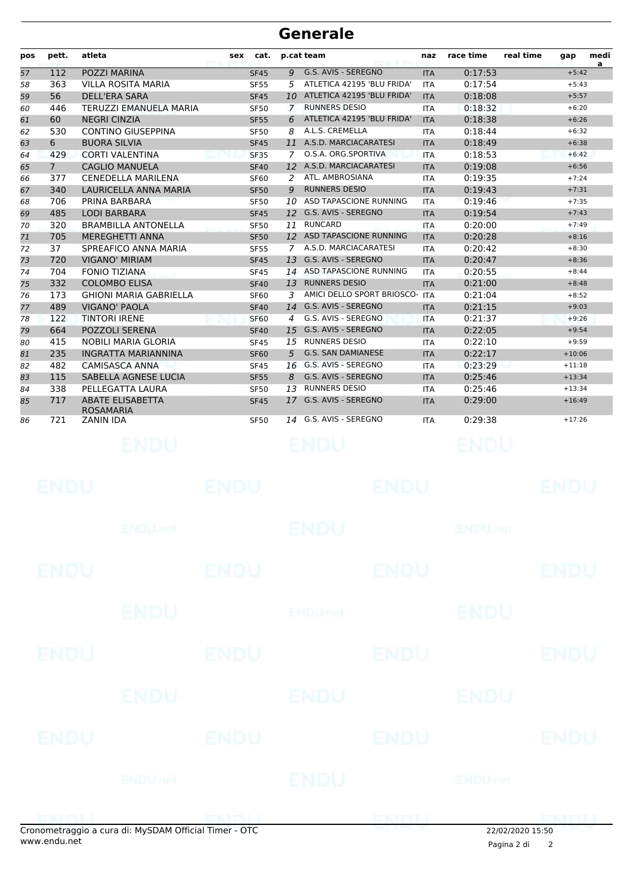# Generale

| pos | pett. | atleta | sex | cat. | p.cat | team | naz | race time | real time | gap | media |
|---|---|---|---|---|---|---|---|---|---|---|---|
| 57 | 112 | POZZI MARINA | | SF45 | 9 | G.S. AVIS - SEREGNO | ITA | 0:17:53 | | +5:42 | |
| 58 | 363 | VILLA ROSITA MARIA | | SF55 | 5 | ATLETICA 42195 'BLU FRIDA' | ITA | 0:17:54 | | +5:43 | |
| 59 | 56 | DELL'ERA SARA | | SF45 | 10 | ATLETICA 42195 'BLU FRIDA' | ITA | 0:18:08 | | +5:57 | |
| 60 | 446 | TERUZZI EMANUELA MARIA | | SF50 | 7 | RUNNERS DESIO | ITA | 0:18:32 | | +6:20 | |
| 61 | 60 | NEGRI CINZIA | | SF55 | 6 | ATLETICA 42195 'BLU FRIDA' | ITA | 0:18:38 | | +6:26 | |
| 62 | 530 | CONTINO GIUSEPPINA | | SF50 | 8 | A.L.S. CREMELLA | ITA | 0:18:44 | | +6:32 | |
| 63 | 6 | BUORA SILVIA | | SF45 | 11 | A.S.D. MARCIACARATESI | ITA | 0:18:49 | | +6:38 | |
| 64 | 429 | CORTI VALENTINA | | SF35 | 7 | O.S.A. ORG.SPORTIVA | ITA | 0:18:53 | | +6:42 | |
| 65 | 7 | CAGLIO MANUELA | | SF40 | 12 | A.S.D. MARCIACARATESI | ITA | 0:19:08 | | +6:56 | |
| 66 | 377 | CENEDELLA MARILENA | | SF60 | 2 | ATL. AMBROSIANA | ITA | 0:19:35 | | +7:24 | |
| 67 | 340 | LAURICELLA ANNA MARIA | | SF50 | 9 | RUNNERS DESIO | ITA | 0:19:43 | | +7:31 | |
| 68 | 706 | PRINA BARBARA | | SF50 | 10 | ASD TAPASCIONE RUNNING | ITA | 0:19:46 | | +7:35 | |
| 69 | 485 | LODI BARBARA | | SF45 | 12 | G.S. AVIS - SEREGNO | ITA | 0:19:54 | | +7:43 | |
| 70 | 320 | BRAMBILLA ANTONELLA | | SF50 | 11 | RUNCARD | ITA | 0:20:00 | | +7:49 | |
| 71 | 705 | MEREGHETTI ANNA | | SF50 | 12 | ASD TAPASCIONE RUNNING | ITA | 0:20:28 | | +8:16 | |
| 72 | 37 | SPREAFICO ANNA MARIA | | SF55 | 7 | A.S.D. MARCIACARATESI | ITA | 0:20:42 | | +8:30 | |
| 73 | 720 | VIGANO' MIRIAM | | SF45 | 13 | G.S. AVIS - SEREGNO | ITA | 0:20:47 | | +8:36 | |
| 74 | 704 | FONIO TIZIANA | | SF45 | 14 | ASD TAPASCIONE RUNNING | ITA | 0:20:55 | | +8:44 | |
| 75 | 332 | COLOMBO ELISA | | SF40 | 13 | RUNNERS DESIO | ITA | 0:21:00 | | +8:48 | |
| 76 | 173 | GHIONI MARIA GABRIELLA | | SF60 | 3 | AMICI DELLO SPORT BRIOSCO- | ITA | 0:21:04 | | +8:52 | |
| 77 | 489 | VIGANO' PAOLA | | SF40 | 14 | G.S. AVIS - SEREGNO | ITA | 0:21:15 | | +9:03 | |
| 78 | 122 | TINTORI IRENE | | SF60 | 4 | G.S. AVIS - SEREGNO | ITA | 0:21:37 | | +9:26 | |
| 79 | 664 | POZZOLI SERENA | | SF40 | 15 | G.S. AVIS - SEREGNO | ITA | 0:22:05 | | +9:54 | |
| 80 | 415 | NOBILI MARIA GLORIA | | SF45 | 15 | RUNNERS DESIO | ITA | 0:22:10 | | +9:59 | |
| 81 | 235 | INGRATTA MARIANNINA | | SF60 | 5 | G.S. SAN DAMIANESE | ITA | 0:22:17 | | +10:06 | |
| 82 | 482 | CAMISASCA ANNA | | SF45 | 16 | G.S. AVIS - SEREGNO | ITA | 0:23:29 | | +11:18 | |
| 83 | 115 | SABELLA AGNESE LUCIA | | SF55 | 8 | G.S. AVIS - SEREGNO | ITA | 0:25:46 | | +13:34 | |
| 84 | 338 | PELLEGATTA LAURA | | SF50 | 13 | RUNNERS DESIO | ITA | 0:25:46 | | +13:34 | |
| 85 | 717 | ABATE ELISABETTA ROSAMARIA | | SF45 | 17 | G.S. AVIS - SEREGNO | ITA | 0:29:00 | | +16:49 | |
| 86 | 721 | ZANIN IDA | | SF50 | 14 | G.S. AVIS - SEREGNO | ITA | 0:29:38 | | +17:26 | |

Cronometraggio a cura di: MySDAM Official Timer - OTC
www.endu.net

22/02/2020 15:50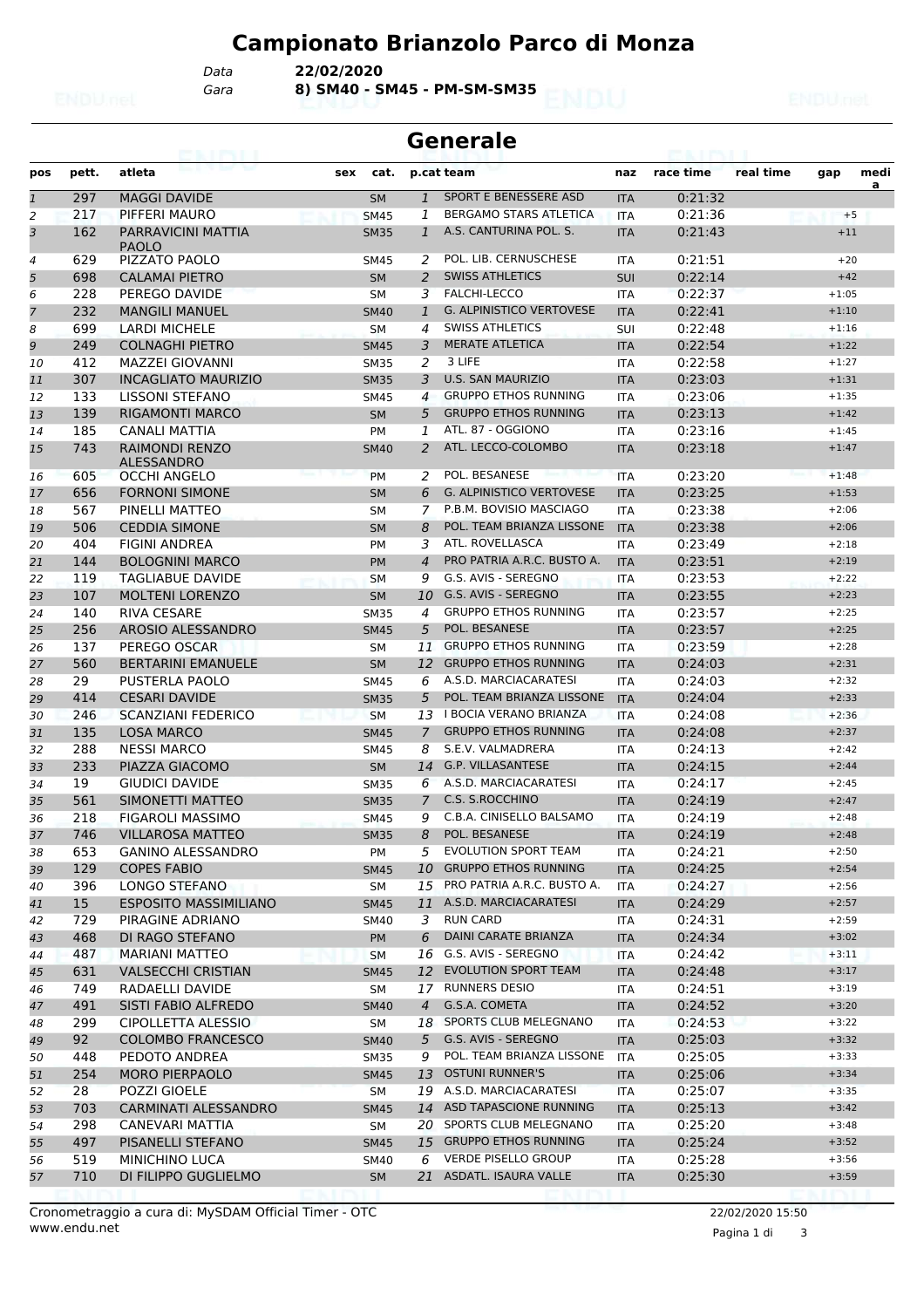# Campionato Brianzolo Parco di Monza

Data **22/02/2020**
Gara **8) SM40 - SM45 - PM-SM-SM35**

## Generale

| pos | pett. | atleta | sex | cat. | p.cat | team | naz | race time | real time | gap | media |
|---|---|---|---|---|---|---|---|---|---|---|---|
| 1 | 297 | MAGGI DAVIDE | | SM | 1 | SPORT E BENESSERE ASD | ITA | 0:21:32 | | | |
| 2 | 217 | PIFFERI MAURO | | SM45 | 1 | BERGAMO STARS ATLETICA | ITA | 0:21:36 | | +5 | |
| 3 | 162 | PARRAVICINI MATTIA PAOLO | | SM35 | 1 | A.S. CANTURINA POL. S. | ITA | 0:21:43 | | +11 | |
| 4 | 629 | PIZZATO PAOLO | | SM45 | 2 | POL. LIB. CERNUSCHESE | ITA | 0:21:51 | | +20 | |
| 5 | 698 | CALAMAI PIETRO | | SM | 2 | SWISS ATHLETICS | SUI | 0:22:14 | | +42 | |
| 6 | 228 | PEREGO DAVIDE | | SM | 3 | FALCHI-LECCO | ITA | 0:22:37 | | +1:05 | |
| 7 | 232 | MANGILI MANUEL | | SM40 | 1 | G. ALPINISTICO VERTOVESE | ITA | 0:22:41 | | +1:10 | |
| 8 | 699 | LARDI MICHELE | | SM | 4 | SWISS ATHLETICS | SUI | 0:22:48 | | +1:16 | |
| 9 | 249 | COLNAGHI PIETRO | | SM45 | 3 | MERATE ATLETICA | ITA | 0:22:54 | | +1:22 | |
| 10 | 412 | MAZZEI GIOVANNI | | SM35 | 2 | 3 LIFE | ITA | 0:22:58 | | +1:27 | |
| 11 | 307 | INCAGLIATO MAURIZIO | | SM35 | 3 | U.S. SAN MAURIZIO | ITA | 0:23:03 | | +1:31 | |
| 12 | 133 | LISSONI STEFANO | | SM45 | 4 | GRUPPO ETHOS RUNNING | ITA | 0:23:06 | | +1:35 | |
| 13 | 139 | RIGAMONTI MARCO | | SM | 5 | GRUPPO ETHOS RUNNING | ITA | 0:23:13 | | +1:42 | |
| 14 | 185 | CANALI MATTIA | | PM | 1 | ATL. 87 - OGGIONO | ITA | 0:23:16 | | +1:45 | |
| 15 | 743 | RAIMONDI RENZO ALESSANDRO | | SM40 | 2 | ATL. LECCO-COLOMBO | ITA | 0:23:18 | | +1:47 | |
| 16 | 605 | OCCHI ANGELO | | PM | 2 | POL. BESANESE | ITA | 0:23:20 | | +1:48 | |
| 17 | 656 | FORNONI SIMONE | | SM | 6 | G. ALPINISTICO VERTOVESE | ITA | 0:23:25 | | +1:53 | |
| 18 | 567 | PINELLI MATTEO | | SM | 7 | P.B.M. BOVISIO MASCIAGO | ITA | 0:23:38 | | +2:06 | |
| 19 | 506 | CEDDIA SIMONE | | SM | 8 | POL. TEAM BRIANZA LISSONE | ITA | 0:23:38 | | +2:06 | |
| 20 | 404 | FIGINI ANDREA | | PM | 3 | ATL. ROVELLASCA | ITA | 0:23:49 | | +2:18 | |
| 21 | 144 | BOLOGNINI MARCO | | PM | 4 | PRO PATRIA A.R.C. BUSTO A. | ITA | 0:23:51 | | +2:19 | |
| 22 | 119 | TAGLIABUE DAVIDE | | SM | 9 | G.S. AVIS - SEREGNO | ITA | 0:23:53 | | +2:22 | |
| 23 | 107 | MOLTENI LORENZO | | SM | 10 | G.S. AVIS - SEREGNO | ITA | 0:23:55 | | +2:23 | |
| 24 | 140 | RIVA CESARE | | SM35 | 4 | GRUPPO ETHOS RUNNING | ITA | 0:23:57 | | +2:25 | |
| 25 | 256 | AROSIO ALESSANDRO | | SM45 | 5 | POL. BESANESE | ITA | 0:23:57 | | +2:25 | |
| 26 | 137 | PEREGO OSCAR | | SM | 11 | GRUPPO ETHOS RUNNING | ITA | 0:23:59 | | +2:28 | |
| 27 | 560 | BERTARINI EMANUELE | | SM | 12 | GRUPPO ETHOS RUNNING | ITA | 0:24:03 | | +2:31 | |
| 28 | 29 | PUSTERLA PAOLO | | SM45 | 6 | A.S.D. MARCIACARATESI | ITA | 0:24:03 | | +2:32 | |
| 29 | 414 | CESARI DAVIDE | | SM35 | 5 | POL. TEAM BRIANZA LISSONE | ITA | 0:24:04 | | +2:33 | |
| 30 | 246 | SCANZIANI FEDERICO | | SM | 13 | I BOCIA VERANO BRIANZA | ITA | 0:24:08 | | +2:36 | |
| 31 | 135 | LOSA MARCO | | SM45 | 7 | GRUPPO ETHOS RUNNING | ITA | 0:24:08 | | +2:37 | |
| 32 | 288 | NESSI MARCO | | SM45 | 8 | S.E.V. VALMADRERA | ITA | 0:24:13 | | +2:42 | |
| 33 | 233 | PIAZZA GIACOMO | | SM | 14 | G.P. VILLASANTESE | ITA | 0:24:15 | | +2:44 | |
| 34 | 19 | GIUDICI DAVIDE | | SM35 | 6 | A.S.D. MARCIACARATESI | ITA | 0:24:17 | | +2:45 | |
| 35 | 561 | SIMONETTI MATTEO | | SM35 | 7 | C.S. S.ROCCHINO | ITA | 0:24:19 | | +2:47 | |
| 36 | 218 | FIGAROLI MASSIMO | | SM45 | 9 | C.B.A. CINISELLO BALSAMO | ITA | 0:24:19 | | +2:48 | |
| 37 | 746 | VILLAROSA MATTEO | | SM35 | 8 | POL. BESANESE | ITA | 0:24:19 | | +2:48 | |
| 38 | 653 | GANINO ALESSANDRO | | PM | 5 | EVOLUTION SPORT TEAM | ITA | 0:24:21 | | +2:50 | |
| 39 | 129 | COPES FABIO | | SM45 | 10 | GRUPPO ETHOS RUNNING | ITA | 0:24:25 | | +2:54 | |
| 40 | 396 | LONGO STEFANO | | SM | 15 | PRO PATRIA A.R.C. BUSTO A. | ITA | 0:24:27 | | +2:56 | |
| 41 | 15 | ESPOSITO MASSIMILIANO | | SM45 | 11 | A.S.D. MARCIACARATESI | ITA | 0:24:29 | | +2:57 | |
| 42 | 729 | PIRAGINE ADRIANO | | SM40 | 3 | RUN CARD | ITA | 0:24:31 | | +2:59 | |
| 43 | 468 | DI RAGO STEFANO | | PM | 6 | DAINI CARATE BRIANZA | ITA | 0:24:34 | | +3:02 | |
| 44 | 487 | MARIANI MATTEO | | SM | 16 | G.S. AVIS - SEREGNO | ITA | 0:24:42 | | +3:11 | |
| 45 | 631 | VALSECCHI CRISTIAN | | SM45 | 12 | EVOLUTION SPORT TEAM | ITA | 0:24:48 | | +3:17 | |
| 46 | 749 | RADAELLI DAVIDE | | SM | 17 | RUNNERS DESIO | ITA | 0:24:51 | | +3:19 | |
| 47 | 491 | SISTI FABIO ALFREDO | | SM40 | 4 | G.S.A. COMETA | ITA | 0:24:52 | | +3:20 | |
| 48 | 299 | CIPOLLETTA ALESSIO | | SM | 18 | SPORTS CLUB MELEGNANO | ITA | 0:24:53 | | +3:22 | |
| 49 | 92 | COLOMBO FRANCESCO | | SM40 | 5 | G.S. AVIS - SEREGNO | ITA | 0:25:03 | | +3:32 | |
| 50 | 448 | PEDOTO ANDREA | | SM35 | 9 | POL. TEAM BRIANZA LISSONE | ITA | 0:25:05 | | +3:33 | |
| 51 | 254 | MORO PIERPAOLO | | SM45 | 13 | OSTUNI RUNNER'S | ITA | 0:25:06 | | +3:34 | |
| 52 | 28 | POZZI GIOELE | | SM | 19 | A.S.D. MARCIACARATESI | ITA | 0:25:07 | | +3:35 | |
| 53 | 703 | CARMINATI ALESSANDRO | | SM45 | 14 | ASD TAPASCIONE RUNNING | ITA | 0:25:13 | | +3:42 | |
| 54 | 298 | CANEVARI MATTIA | | SM | 20 | SPORTS CLUB MELEGNANO | ITA | 0:25:20 | | +3:48 | |
| 55 | 497 | PISANELLI STEFANO | | SM45 | 15 | GRUPPO ETHOS RUNNING | ITA | 0:25:24 | | +3:52 | |
| 56 | 519 | MINICHINO LUCA | | SM40 | 6 | VERDE PISELLO GROUP | ITA | 0:25:28 | | +3:56 | |
| 57 | 710 | DI FILIPPO GUGLIELMO | | SM | 21 | ASDATL. ISAURA VALLE | ITA | 0:25:30 | | +3:59 | |

Cronometraggio a cura di: MySDAM Official Timer - OTC
www.endu.net

22/02/2020 15:50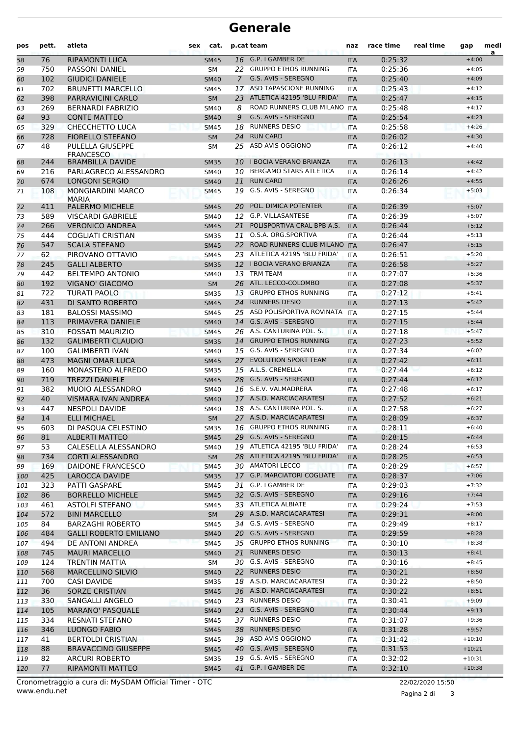# Generale

| pos | pett. | atleta | sex | cat. | p.cat | team | naz | race time | real time | gap | media |
|---|---|---|---|---|---|---|---|---|---|---|---|
| 58 | 76 | RIPAMONTI LUCA | | SM45 | 16 | G.P. I GAMBER DE | ITA | 0:25:32 | | +4:00 | |
| 59 | 750 | PASSONI DANIEL | | SM | 22 | GRUPPO ETHOS RUNNING | ITA | 0:25:36 | | +4:05 | |
| 60 | 102 | GIUDICI DANIELE | | SM40 | 7 | G.S. AVIS - SEREGNO | ITA | 0:25:40 | | +4:09 | |
| 61 | 702 | BRUNETTI MARCELLO | | SM45 | 17 | ASD TAPASCIONE RUNNING | ITA | 0:25:43 | | +4:12 | |
| 62 | 398 | PARRAVICINI CARLO | | SM | 23 | ATLETICA 42195 'BLU FRIDA' | ITA | 0:25:47 | | +4:15 | |
| 63 | 269 | BERNARDI FABRIZIO | | SM40 | 8 | ROAD RUNNERS CLUB MILANO | ITA | 0:25:48 | | +4:17 | |
| 64 | 93 | CONTE MATTEO | | SM40 | 9 | G.S. AVIS - SEREGNO | ITA | 0:25:54 | | +4:23 | |
| 65 | 329 | CHECCHETTO LUCA | | SM45 | 18 | RUNNERS DESIO | ITA | 0:25:58 | | +4:26 | |
| 66 | 728 | FIORELLO STEFANO | | SM | 24 | RUN CARD | ITA | 0:26:02 | | +4:30 | |
| 67 | 48 | PULELLA GIUSEPPE FRANCESCO | | SM | 25 | ASD AVIS OGGIONO | ITA | 0:26:12 | | +4:40 | |
| 68 | 244 | BRAMBILLA DAVIDE | | SM35 | 10 | I BOCIA VERANO BRIANZA | ITA | 0:26:13 | | +4:42 | |
| 69 | 216 | PARLAGRECO ALESSANDRO | | SM40 | 10 | BERGAMO STARS ATLETICA | ITA | 0:26:14 | | +4:42 | |
| 70 | 674 | LONGONI SERGIO | | SM40 | 11 | RUN CARD | ITA | 0:26:26 | | +4:55 | |
| 71 | 108 | MONGIARDINI MARCO MARIA | | SM45 | 19 | G.S. AVIS - SEREGNO | ITA | 0:26:34 | | +5:03 | |
| 72 | 411 | PALERMO MICHELE | | SM45 | 20 | POL. DIMICA POTENTER | ITA | 0:26:39 | | +5:07 | |
| 73 | 589 | VISCARDI GABRIELE | | SM40 | 12 | G.P. VILLASANTESE | ITA | 0:26:39 | | +5:07 | |
| 74 | 266 | VERONICO ANDREA | | SM45 | 21 | POLISPORTIVA CRAL BPB A.S. | ITA | 0:26:44 | | +5:12 | |
| 75 | 444 | COGLIATI CRISTIAN | | SM35 | 11 | O.S.A. ORG.SPORTIVA | ITA | 0:26:44 | | +5:13 | |
| 76 | 547 | SCALA STEFANO | | SM45 | 22 | ROAD RUNNERS CLUB MILANO | ITA | 0:26:47 | | +5:15 | |
| 77 | 62 | PIROVANO OTTAVIO | | SM45 | 23 | ATLETICA 42195 'BLU FRIDA' | ITA | 0:26:51 | | +5:20 | |
| 78 | 245 | GALLI ALBERTO | | SM35 | 12 | I BOCIA VERANO BRIANZA | ITA | 0:26:58 | | +5:27 | |
| 79 | 442 | BELTEMPO ANTONIO | | SM40 | 13 | TRM TEAM | ITA | 0:27:07 | | +5:36 | |
| 80 | 192 | VIGANO' GIACOMO | | SM | 26 | ATL. LECCO-COLOMBO | ITA | 0:27:08 | | +5:37 | |
| 81 | 722 | TURATI PAOLO | | SM35 | 13 | GRUPPO ETHOS RUNNING | ITA | 0:27:12 | | +5:41 | |
| 82 | 431 | DI SANTO ROBERTO | | SM45 | 24 | RUNNERS DESIO | ITA | 0:27:13 | | +5:42 | |
| 83 | 181 | BALOSSI MASSIMO | | SM45 | 25 | ASD POLISPORTIVA ROVINATA | ITA | 0:27:15 | | +5:44 | |
| 84 | 113 | PRIMAVERA DANIELE | | SM40 | 14 | G.S. AVIS - SEREGNO | ITA | 0:27:15 | | +5:44 | |
| 85 | 310 | FOSSATI MAURIZIO | | SM45 | 26 | A.S. CANTURINA POL. S. | ITA | 0:27:18 | | +5:47 | |
| 86 | 132 | GALIMBERTI CLAUDIO | | SM35 | 14 | GRUPPO ETHOS RUNNING | ITA | 0:27:23 | | +5:52 | |
| 87 | 100 | GALIMBERTI IVAN | | SM40 | 15 | G.S. AVIS - SEREGNO | ITA | 0:27:34 | | +6:02 | |
| 88 | 473 | MAGNI OMAR LUCA | | SM45 | 27 | EVOLUTION SPORT TEAM | ITA | 0:27:42 | | +6:11 | |
| 89 | 160 | MONASTERO ALFREDO | | SM35 | 15 | A.L.S. CREMELLA | ITA | 0:27:44 | | +6:12 | |
| 90 | 719 | TREZZI DANIELE | | SM45 | 28 | G.S. AVIS - SEREGNO | ITA | 0:27:44 | | +6:12 | |
| 91 | 382 | MUOIO ALESSANDRO | | SM40 | 16 | S.E.V. VALMADRERA | ITA | 0:27:48 | | +6:17 | |
| 92 | 40 | VISMARA IVAN ANDREA | | SM40 | 17 | A.S.D. MARCIACARATESI | ITA | 0:27:52 | | +6:21 | |
| 93 | 447 | NESPOLI DAVIDE | | SM40 | 18 | A.S. CANTURINA POL. S. | ITA | 0:27:58 | | +6:27 | |
| 94 | 14 | ELLI MICHAEL | | SM | 27 | A.S.D. MARCIACARATESI | ITA | 0:28:09 | | +6:37 | |
| 95 | 603 | DI PASQUA CELESTINO | | SM35 | 16 | GRUPPO ETHOS RUNNING | ITA | 0:28:11 | | +6:40 | |
| 96 | 81 | ALBERTI MATTEO | | SM45 | 29 | G.S. AVIS - SEREGNO | ITA | 0:28:15 | | +6:44 | |
| 97 | 53 | CALESELLA ALESSANDRO | | SM40 | 19 | ATLETICA 42195 'BLU FRIDA' | ITA | 0:28:24 | | +6:53 | |
| 98 | 734 | CORTI ALESSANDRO | | SM | 28 | ATLETICA 42195 'BLU FRIDA' | ITA | 0:28:25 | | +6:53 | |
| 99 | 169 | DAIDONE FRANCESCO | | SM45 | 30 | AMATORI LECCO | ITA | 0:28:29 | | +6:57 | |
| 100 | 425 | LAROCCA DAVIDE | | SM35 | 17 | G.P. MARCIATORI COGLIATE | ITA | 0:28:37 | | +7:06 | |
| 101 | 323 | PATTI GASPARE | | SM45 | 31 | G.P. I GAMBER DE | ITA | 0:29:03 | | +7:32 | |
| 102 | 86 | BORRELLO MICHELE | | SM45 | 32 | G.S. AVIS - SEREGNO | ITA | 0:29:16 | | +7:44 | |
| 103 | 461 | ASTOLFI STEFANO | | SM45 | 33 | ATLETICA ALBIATE | ITA | 0:29:24 | | +7:53 | |
| 104 | 572 | BINI MARCELLO | | SM | 29 | A.S.D. MARCIACARATESI | ITA | 0:29:31 | | +8:00 | |
| 105 | 84 | BARZAGHI ROBERTO | | SM45 | 34 | G.S. AVIS - SEREGNO | ITA | 0:29:49 | | +8:17 | |
| 106 | 484 | GALLI ROBERTO EMILIANO | | SM40 | 20 | G.S. AVIS - SEREGNO | ITA | 0:29:59 | | +8:28 | |
| 107 | 494 | DE ANTONI ANDREA | | SM45 | 35 | GRUPPO ETHOS RUNNING | ITA | 0:30:10 | | +8:38 | |
| 108 | 745 | MAURI MARCELLO | | SM40 | 21 | RUNNERS DESIO | ITA | 0:30:13 | | +8:41 | |
| 109 | 124 | TRENTIN MATTIA | | SM | 30 | G.S. AVIS - SEREGNO | ITA | 0:30:16 | | +8:45 | |
| 110 | 568 | MARCELLINO SILVIO | | SM40 | 22 | RUNNERS DESIO | ITA | 0:30:21 | | +8:50 | |
| 111 | 700 | CASI DAVIDE | | SM35 | 18 | A.S.D. MARCIACARATESI | ITA | 0:30:22 | | +8:50 | |
| 112 | 36 | SORZE CRISTIAN | | SM45 | 36 | A.S.D. MARCIACARATESI | ITA | 0:30:22 | | +8:51 | |
| 113 | 330 | SANGALLI ANGELO | | SM40 | 23 | RUNNERS DESIO | ITA | 0:30:41 | | +9:09 | |
| 114 | 105 | MARANO' PASQUALE | | SM40 | 24 | G.S. AVIS - SEREGNO | ITA | 0:30:44 | | +9:13 | |
| 115 | 334 | RESNATI STEFANO | | SM45 | 37 | RUNNERS DESIO | ITA | 0:31:07 | | +9:36 | |
| 116 | 346 | LUONGO FABIO | | SM45 | 38 | RUNNERS DESIO | ITA | 0:31:28 | | +9:57 | |
| 117 | 41 | BERTOLDI CRISTIAN | | SM45 | 39 | ASD AVIS OGGIONO | ITA | 0:31:42 | | +10:10 | |
| 118 | 88 | BRAVACCINO GIUSEPPE | | SM45 | 40 | G.S. AVIS - SEREGNO | ITA | 0:31:53 | | +10:21 | |
| 119 | 82 | ARCURI ROBERTO | | SM35 | 19 | G.S. AVIS - SEREGNO | ITA | 0:32:02 | | +10:31 | |
| 120 | 77 | RIPAMONTI MATTEO | | SM45 | 41 | G.P. I GAMBER DE | ITA | 0:32:10 | | +10:38 | |

Cronometraggio a cura di: MySDAM Official Timer - OTC
www.endu.net

22/02/2020 15:50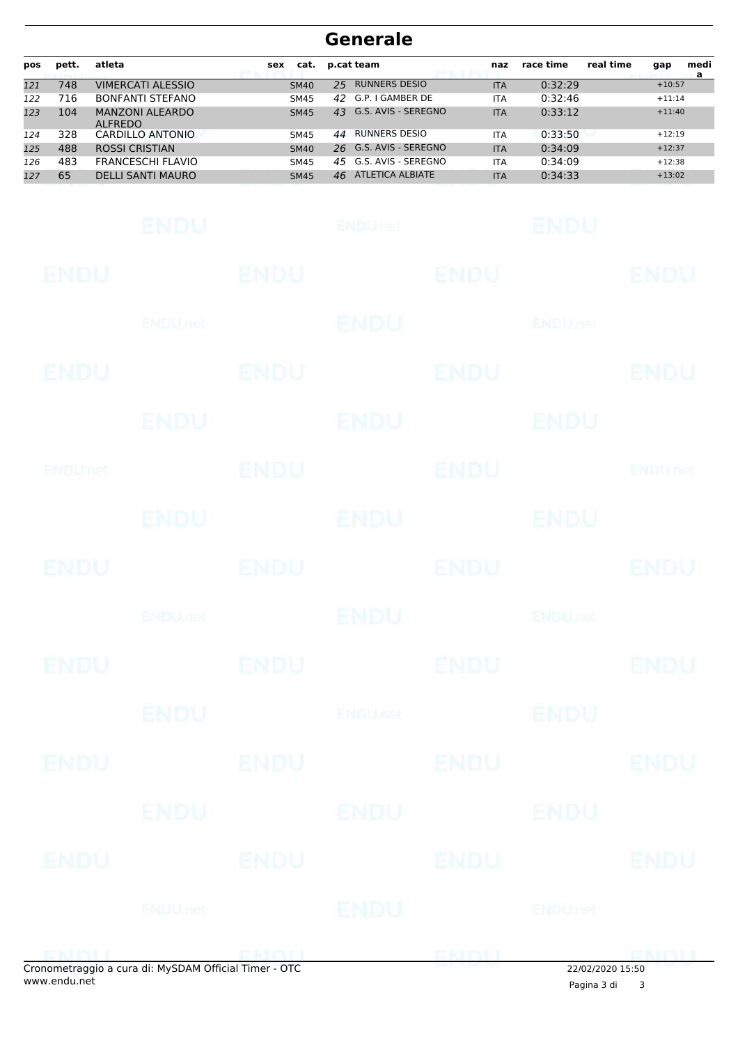# Generale

| pos | pett. | atleta | sex | cat. | p.cat | team | naz | race time | real time | gap | media |
|---|---|---|---|---|---|---|---|---|---|---|---|
| 121 | 748 | VIMERCATI ALESSIO | | SM40 | 25 | RUNNERS DESIO | ITA | 0:32:29 | | +10:57 | |
| 122 | 716 | BONFANTI STEFANO | | SM45 | 42 | G.P. I GAMBER DE | ITA | 0:32:46 | | +11:14 | |
| 123 | 104 | MANZONI ALEARDO ALFREDO | | SM45 | 43 | G.S. AVIS - SEREGNO | ITA | 0:33:12 | | +11:40 | |
| 124 | 328 | CARDILLO ANTONIO | | SM45 | 44 | RUNNERS DESIO | ITA | 0:33:50 | | +12:19 | |
| 125 | 488 | ROSSI CRISTIAN | | SM40 | 26 | G.S. AVIS - SEREGNO | ITA | 0:34:09 | | +12:37 | |
| 126 | 483 | FRANCESCHI FLAVIO | | SM45 | 45 | G.S. AVIS - SEREGNO | ITA | 0:34:09 | | +12:38 | |
| 127 | 65 | DELLI SANTI MAURO | | SM45 | 46 | ATLETICA ALBIATE | ITA | 0:34:33 | | +13:02 | |

Cronometraggio a cura di: MySDAM Official Timer - OTC
www.endu.net

22/02/2020 15:50